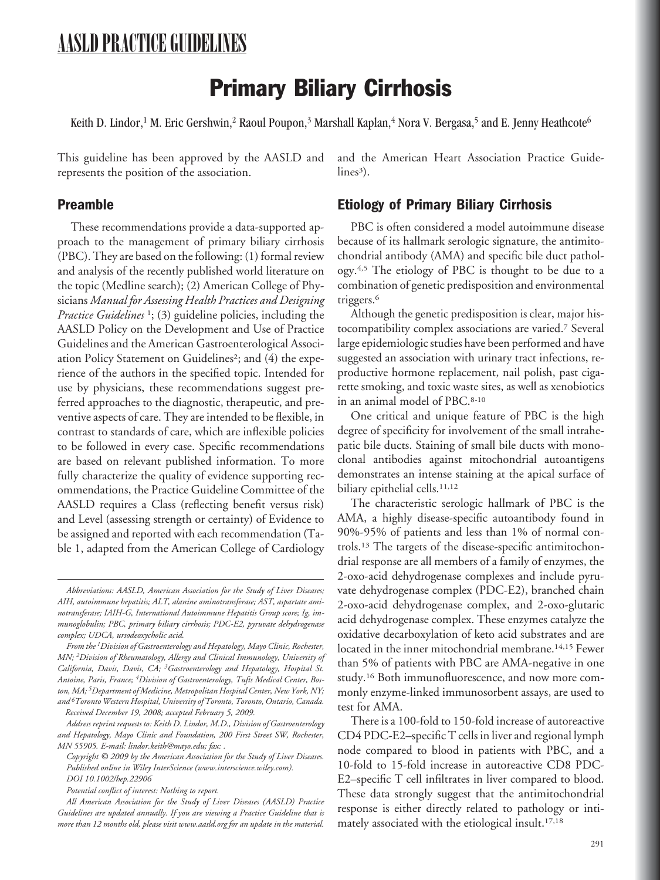AASLD PRACTICE GUIDELINES

# Primary Biliary Cirrhosis

Keith D. Lindor,[1] M. Eric Gershwin,[2] Raoul Poupon,[3] Marshall Kaplan,[4] Nora V. Bergasa,[5] and E. Jenny Heathcote[6]

This guideline has been approved by the AASLD and represents the position of the association.

## Preamble

These recommendations provide a data-supported approach to the management of primary biliary cirrhosis (PBC). They are based on the following: (1) formal review and analysis of the recently published world literature on the topic (Medline search); (2) American College of Physicians *Manual for Assessing Health Practices and Designing Practice Guidelines* [1]; (3) guideline policies, including the AASLD Policy on the Development and Use of Practice Guidelines and the American Gastroenterological Association Policy Statement on Guidelines[2]; and (4) the experience of the authors in the specified topic. Intended for use by physicians, these recommendations suggest preferred approaches to the diagnostic, therapeutic, and preventive aspects of care. They are intended to be flexible, in contrast to standards of care, which are inflexible policies to be followed in every case. Specific recommendations are based on relevant published information. To more fully characterize the quality of evidence supporting recommendations, the Practice Guideline Committee of the AASLD requires a Class (reflecting benefit versus risk) and Level (assessing strength or certainty) of Evidence to be assigned and reported with each recommendation (Table 1, adapted from the American College of Cardiology and the American Heart Association Practice Guidelines[3]).

## Etiology of Primary Biliary Cirrhosis

PBC is often considered a model autoimmune disease because of its hallmark serologic signature, the antimitochondrial antibody (AMA) and specific bile duct pathology.[4,5] The etiology of PBC is thought to be due to a combination of genetic predisposition and environmental triggers.[6]

Although the genetic predisposition is clear, major histocompatibility complex associations are varied.[7] Several large epidemiologic studies have been performed and have suggested an association with urinary tract infections, reproductive hormone replacement, nail polish, past cigarette smoking, and toxic waste sites, as well as xenobiotics in an animal model of PBC.[8-10]

One critical and unique feature of PBC is the high degree of specificity for involvement of the small intrahepatic bile ducts. Staining of small bile ducts with monoclonal antibodies against mitochondrial autoantigens demonstrates an intense staining at the apical surface of biliary epithelial cells.[11,12]

The characteristic serologic hallmark of PBC is the AMA, a highly disease-specific autoantibody found in 90%-95% of patients and less than 1% of normal controls.[13] The targets of the disease-specific antimitochondrial response are all members of a family of enzymes, the 2-oxo-acid dehydrogenase complexes and include pyruvate dehydrogenase complex (PDC-E2), branched chain 2-oxo-acid dehydrogenase complex, and 2-oxo-glutaric acid dehydrogenase complex. These enzymes catalyze the oxidative decarboxylation of keto acid substrates and are located in the inner mitochondrial membrane.[14,15] Fewer than 5% of patients with PBC are AMA-negative in one study.[16] Both immunofluorescence, and now more commonly enzyme-linked immunosorbent assays, are used to test for AMA.

There is a 100-fold to 150-fold increase of autoreactive CD4 PDC-E2–specific T cells in liver and regional lymph node compared to blood in patients with PBC, and a 10-fold to 15-fold increase in autoreactive CD8 PDC-E2–specific T cell infiltrates in liver compared to blood. These data strongly suggest that the antimitochondrial response is either directly related to pathology or intimately associated with the etiological insult.[17,18]

---

*Abbreviations: AASLD, American Association for the Study of Liver Diseases; AIH, autoimmune hepatitis; ALT, alanine aminotransferase; AST, aspartate aminotransferase; IAIH-G, International Autoimmune Hepatitis Group score; Ig, immunoglobulin; PBC, primary biliary cirrhosis; PDC-E2, pyruvate dehydrogenase complex; UDCA, ursodeoxycholic acid.*

*From the [1]Division of Gastroenterology and Hepatology, Mayo Clinic, Rochester, MN; [2]Division of Rheumatology, Allergy and Clinical Immunology, University of California, Davis, Davis, CA; [3]Gastroenterologie and Hepatology, Hospital St. Antoine, Paris, France; [4]Division of Gastroenterology, Tufts Medical Center, Boston, MA; [5]Department of Medicine, Metropolitan Hospital Center, New York, NY; and [6]Toronto Western Hospital, University of Toronto, Toronto, Ontario, Canada.*

*Received December 19, 2008; accepted February 5, 2009.*

*Address reprint requests to: Keith D. Lindor, M.D., Division of Gastroenterology and Hepatology, Mayo Clinic and Foundation, 200 First Street SW, Rochester, MN 55905. E-mail: lindor.keith@mayo.edu; fax: .*

*Copyright © 2009 by the American Association for the Study of Liver Diseases. Published online in Wiley InterScience (www.interscience.wiley.com).*

*DOI 10.1002/hep.22906*

*Potential conflict of interest: Nothing to report.*

*All American Association for the Study of Liver Diseases (AASLD) Practice Guidelines are updated annually. If you are viewing a Practice Guideline that is more than 12 months old, please visit www.aasld.org for an update in the material.*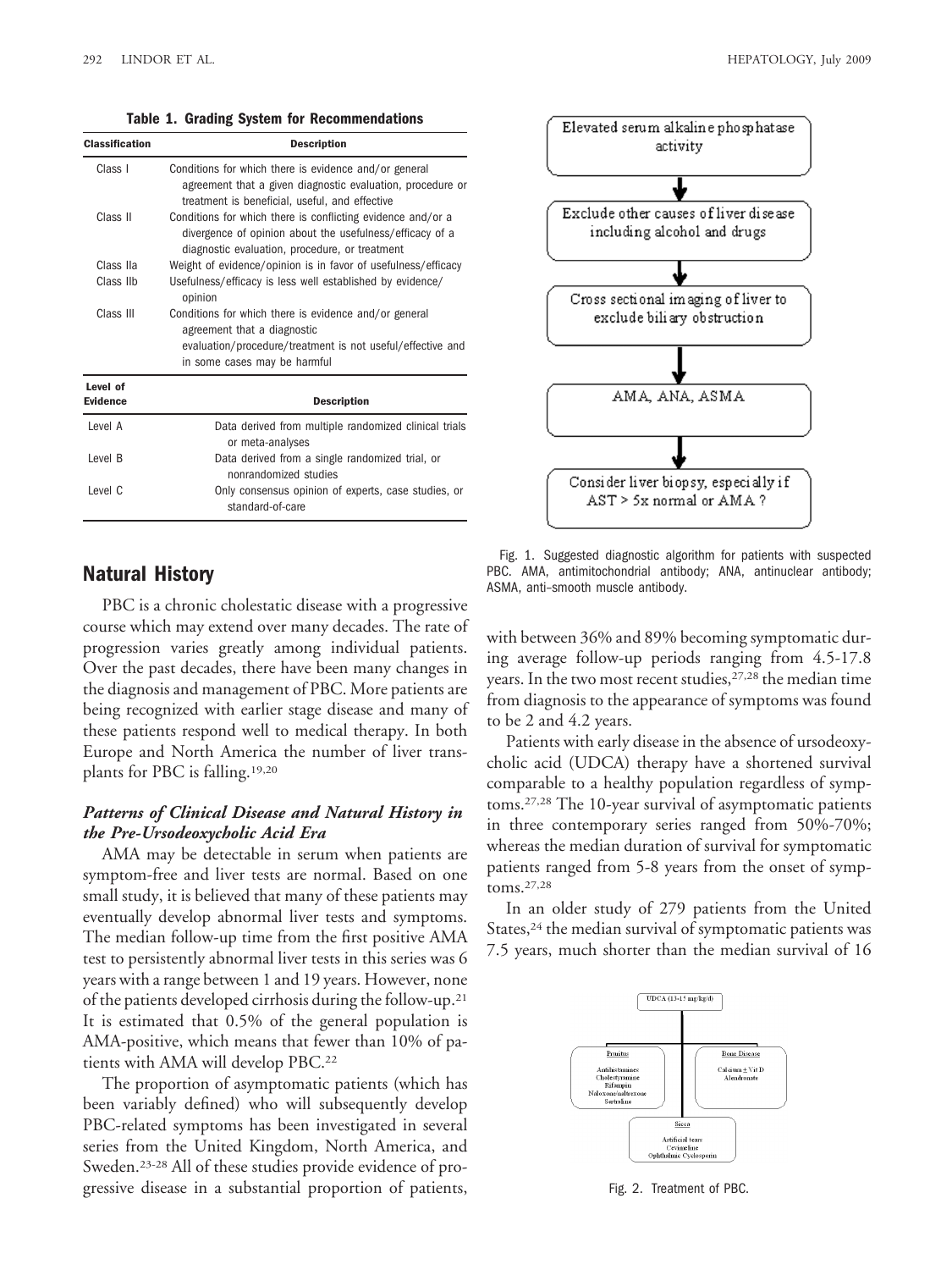**Table 1. Grading System for Recommendations**

| Classification | Description |
|---|---|
| Class I | Conditions for which there is evidence and/or general agreement that a given diagnostic evaluation, procedure or treatment is beneficial, useful, and effective |
| Class II | Conditions for which there is conflicting evidence and/or a divergence of opinion about the usefulness/efficacy of a diagnostic evaluation, procedure, or treatment |
| Class IIa | Weight of evidence/opinion is in favor of usefulness/efficacy |
| Class IIb | Usefulness/efficacy is less well established by evidence/opinion |
| Class III | Conditions for which there is evidence and/or general agreement that a diagnostic evaluation/procedure/treatment is not useful/effective and in some cases may be harmful |

| Level of Evidence | Description |
|---|---|
| Level A | Data derived from multiple randomized clinical trials or meta-analyses |
| Level B | Data derived from a single randomized trial, or nonrandomized studies |
| Level C | Only consensus opinion of experts, case studies, or standard-of-care |

Elevated serum alkaline phosphatase activity → Exclude other causes of liver disease including alcohol and drugs → Cross sectional imaging of liver to exclude biliary obstruction → AMA, ANA, ASMA → Consider liver biopsy, especially if AST > 5x normal or AMA ?

Fig. 1. Suggested diagnostic algorithm for patients with suspected PBC. AMA, antimitochondrial antibody; ANA, antinuclear antibody; ASMA, anti–smooth muscle antibody.

## Natural History

PBC is a chronic cholestatic disease with a progressive course which may extend over many decades. The rate of progression varies greatly among individual patients. Over the past decades, there have been many changes in the diagnosis and management of PBC. More patients are being recognized with earlier stage disease and many of these patients respond well to medical therapy. In both Europe and North America the number of liver transplants for PBC is falling.[19,20]

### *Patterns of Clinical Disease and Natural History in the Pre-Ursodeoxycholic Acid Era*

AMA may be detectable in serum when patients are symptom-free and liver tests are normal. Based on one small study, it is believed that many of these patients may eventually develop abnormal liver tests and symptoms. The median follow-up time from the first positive AMA test to persistently abnormal liver tests in this series was 6 years with a range between 1 and 19 years. However, none of the patients developed cirrhosis during the follow-up.[21] It is estimated that 0.5% of the general population is AMA-positive, which means that fewer than 10% of patients with AMA will develop PBC.[22]

The proportion of asymptomatic patients (which has been variably defined) who will subsequently develop PBC-related symptoms has been investigated in several series from the United Kingdom, North America, and Sweden.[23-28] All of these studies provide evidence of progressive disease in a substantial proportion of patients, with between 36% and 89% becoming symptomatic during average follow-up periods ranging from 4.5-17.8 years. In the two most recent studies,[27,28] the median time from diagnosis to the appearance of symptoms was found to be 2 and 4.2 years.

Patients with early disease in the absence of ursodeoxycholic acid (UDCA) therapy have a shortened survival comparable to a healthy population regardless of symptoms.[27,28] The 10-year survival of asymptomatic patients in three contemporary series ranged from 50%-70%; whereas the median duration of survival for symptomatic patients ranged from 5-8 years from the onset of symptoms.[27,28]

In an older study of 279 patients from the United States,[24] the median survival of symptomatic patients was 7.5 years, much shorter than the median survival of 16

UDCA (13-15 mg/kg/d)

Pruritus: Antihistamines, Cholestyramine, Rifampin, Naloxone/naltrexone, Sertraline

Bone Disease: Calcium ± Vit D, Alendronate

Sicca: Artificial tears, Cevimeline, Ophthalmic Cyclosporin

Fig. 2. Treatment of PBC.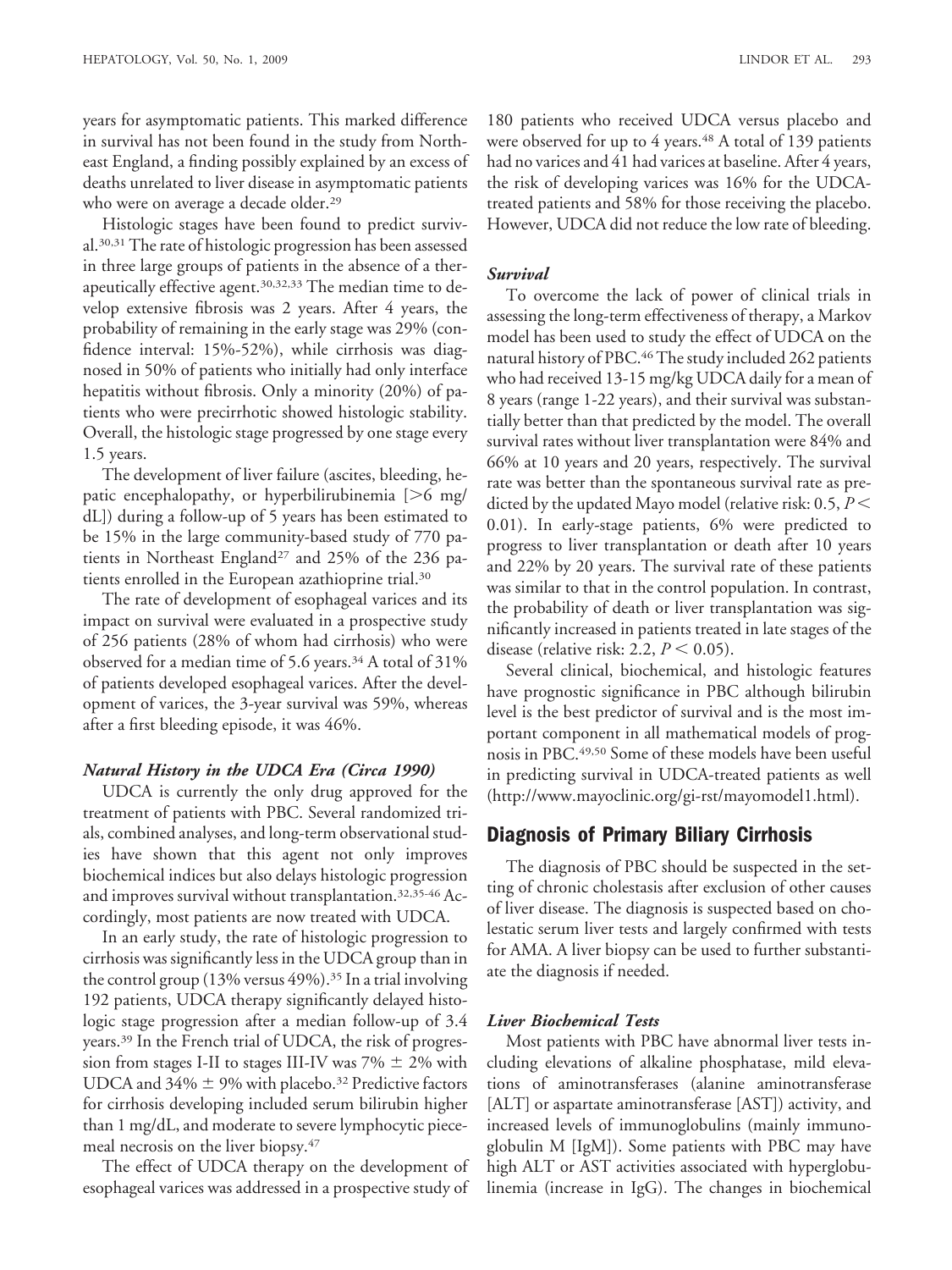years for asymptomatic patients. This marked difference in survival has not been found in the study from Northeast England, a finding possibly explained by an excess of deaths unrelated to liver disease in asymptomatic patients who were on average a decade older.[29]

Histologic stages have been found to predict survival.[30,31] The rate of histologic progression has been assessed in three large groups of patients in the absence of a therapeutically effective agent.[30,32,33] The median time to develop extensive fibrosis was 2 years. After 4 years, the probability of remaining in the early stage was 29% (confidence interval: 15%-52%), while cirrhosis was diagnosed in 50% of patients who initially had only interface hepatitis without fibrosis. Only a minority (20%) of patients who were precirrhotic showed histologic stability. Overall, the histologic stage progressed by one stage every 1.5 years.

The development of liver failure (ascites, bleeding, hepatic encephalopathy, or hyperbilirubinemia [>6 mg/dL]) during a follow-up of 5 years has been estimated to be 15% in the large community-based study of 770 patients in Northeast England[27] and 25% of the 236 patients enrolled in the European azathioprine trial.[30]

The rate of development of esophageal varices and its impact on survival were evaluated in a prospective study of 256 patients (28% of whom had cirrhosis) who were observed for a median time of 5.6 years.[34] A total of 31% of patients developed esophageal varices. After the development of varices, the 3-year survival was 59%, whereas after a first bleeding episode, it was 46%.

### *Natural History in the UDCA Era (Circa 1990)*

UDCA is currently the only drug approved for the treatment of patients with PBC. Several randomized trials, combined analyses, and long-term observational studies have shown that this agent not only improves biochemical indices but also delays histologic progression and improves survival without transplantation.[32,35-46] Accordingly, most patients are now treated with UDCA.

In an early study, the rate of histologic progression to cirrhosis was significantly less in the UDCA group than in the control group (13% versus 49%).[35] In a trial involving 192 patients, UDCA therapy significantly delayed histologic stage progression after a median follow-up of 3.4 years.[39] In the French trial of UDCA, the risk of progression from stages I-II to stages III-IV was 7% ± 2% with UDCA and 34% ± 9% with placebo.[32] Predictive factors for cirrhosis developing included serum bilirubin higher than 1 mg/dL, and moderate to severe lymphocytic piecemeal necrosis on the liver biopsy.[47]

The effect of UDCA therapy on the development of esophageal varices was addressed in a prospective study of 180 patients who received UDCA versus placebo and were observed for up to 4 years.[48] A total of 139 patients had no varices and 41 had varices at baseline. After 4 years, the risk of developing varices was 16% for the UDCA-treated patients and 58% for those receiving the placebo. However, UDCA did not reduce the low rate of bleeding.

### *Survival*

To overcome the lack of power of clinical trials in assessing the long-term effectiveness of therapy, a Markov model has been used to study the effect of UDCA on the natural history of PBC.[46] The study included 262 patients who had received 13-15 mg/kg UDCA daily for a mean of 8 years (range 1-22 years), and their survival was substantially better than that predicted by the model. The overall survival rates without liver transplantation were 84% and 66% at 10 years and 20 years, respectively. The survival rate was better than the spontaneous survival rate as predicted by the updated Mayo model (relative risk: 0.5, $P < 0.01$). In early-stage patients, 6% were predicted to progress to liver transplantation or death after 10 years and 22% by 20 years. The survival rate of these patients was similar to that in the control population. In contrast, the probability of death or liver transplantation was significantly increased in patients treated in late stages of the disease (relative risk: 2.2, $P < 0.05$).

Several clinical, biochemical, and histologic features have prognostic significance in PBC although bilirubin level is the best predictor of survival and is the most important component in all mathematical models of prognosis in PBC.[49,50] Some of these models have been useful in predicting survival in UDCA-treated patients as well (http://www.mayoclinic.org/gi-rst/mayomodel1.html).

## Diagnosis of Primary Biliary Cirrhosis

The diagnosis of PBC should be suspected in the setting of chronic cholestasis after exclusion of other causes of liver disease. The diagnosis is suspected based on cholestatic serum liver tests and largely confirmed with tests for AMA. A liver biopsy can be used to further substantiate the diagnosis if needed.

### *Liver Biochemical Tests*

Most patients with PBC have abnormal liver tests including elevations of alkaline phosphatase, mild elevations of aminotransferases (alanine aminotransferase [ALT] or aspartate aminotransferase [AST]) activity, and increased levels of immunoglobulins (mainly immunoglobulin M [IgM]). Some patients with PBC may have high ALT or AST activities associated with hyperglobulinemia (increase in IgG). The changes in biochemical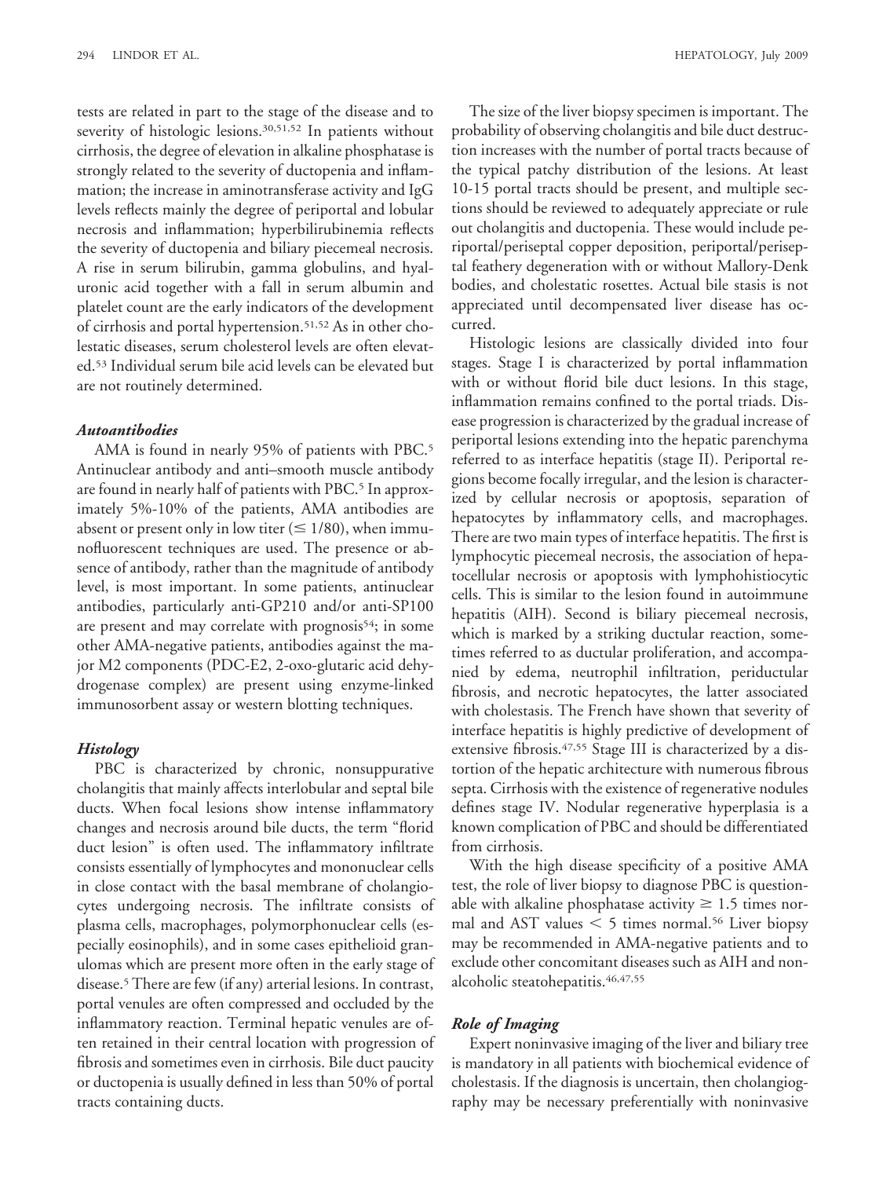tests are related in part to the stage of the disease and to severity of histologic lesions.[30,51,52] In patients without cirrhosis, the degree of elevation in alkaline phosphatase is strongly related to the severity of ductopenia and inflammation; the increase in aminotransferase activity and IgG levels reflects mainly the degree of periportal and lobular necrosis and inflammation; hyperbilirubinemia reflects the severity of ductopenia and biliary piecemeal necrosis. A rise in serum bilirubin, gamma globulins, and hyaluronic acid together with a fall in serum albumin and platelet count are the early indicators of the development of cirrhosis and portal hypertension.[51,52] As in other cholestatic diseases, serum cholesterol levels are often elevated.[53] Individual serum bile acid levels can be elevated but are not routinely determined.

### *Autoantibodies*

AMA is found in nearly 95% of patients with PBC.[5] Antinuclear antibody and anti–smooth muscle antibody are found in nearly half of patients with PBC.[5] In approximately 5%-10% of the patients, AMA antibodies are absent or present only in low titer ($\leq$ 1/80), when immunofluorescent techniques are used. The presence or absence of antibody, rather than the magnitude of antibody level, is most important. In some patients, antinuclear antibodies, particularly anti-GP210 and/or anti-SP100 are present and may correlate with prognosis[54]; in some other AMA-negative patients, antibodies against the major M2 components (PDC-E2, 2-oxo-glutaric acid dehydrogenase complex) are present using enzyme-linked immunosorbent assay or western blotting techniques.

### *Histology*

PBC is characterized by chronic, nonsuppurative cholangitis that mainly affects interlobular and septal bile ducts. When focal lesions show intense inflammatory changes and necrosis around bile ducts, the term "florid duct lesion" is often used. The inflammatory infiltrate consists essentially of lymphocytes and mononuclear cells in close contact with the basal membrane of cholangiocytes undergoing necrosis. The infiltrate consists of plasma cells, macrophages, polymorphonuclear cells (especially eosinophils), and in some cases epithelioid granulomas which are present more often in the early stage of disease.[5] There are few (if any) arterial lesions. In contrast, portal venules are often compressed and occluded by the inflammatory reaction. Terminal hepatic venules are often retained in their central location with progression of fibrosis and sometimes even in cirrhosis. Bile duct paucity or ductopenia is usually defined in less than 50% of portal tracts containing ducts.

The size of the liver biopsy specimen is important. The probability of observing cholangitis and bile duct destruction increases with the number of portal tracts because of the typical patchy distribution of the lesions. At least 10-15 portal tracts should be present, and multiple sections should be reviewed to adequately appreciate or rule out cholangitis and ductopenia. These would include periportal/periseptal copper deposition, periportal/periseptal feathery degeneration with or without Mallory-Denk bodies, and cholestatic rosettes. Actual bile stasis is not appreciated until decompensated liver disease has occurred.

Histologic lesions are classically divided into four stages. Stage I is characterized by portal inflammation with or without florid bile duct lesions. In this stage, inflammation remains confined to the portal triads. Disease progression is characterized by the gradual increase of periportal lesions extending into the hepatic parenchyma referred to as interface hepatitis (stage II). Periportal regions become focally irregular, and the lesion is characterized by cellular necrosis or apoptosis, separation of hepatocytes by inflammatory cells, and macrophages. There are two main types of interface hepatitis. The first is lymphocytic piecemeal necrosis, the association of hepatocellular necrosis or apoptosis with lymphohistiocytic cells. This is similar to the lesion found in autoimmune hepatitis (AIH). Second is biliary piecemeal necrosis, which is marked by a striking ductular reaction, sometimes referred to as ductular proliferation, and accompanied by edema, neutrophil infiltration, periductular fibrosis, and necrotic hepatocytes, the latter associated with cholestasis. The French have shown that severity of interface hepatitis is highly predictive of development of extensive fibrosis.[47,55] Stage III is characterized by a distortion of the hepatic architecture with numerous fibrous septa. Cirrhosis with the existence of regenerative nodules defines stage IV. Nodular regenerative hyperplasia is a known complication of PBC and should be differentiated from cirrhosis.

With the high disease specificity of a positive AMA test, the role of liver biopsy to diagnose PBC is questionable with alkaline phosphatase activity $\geq$ 1.5 times normal and AST values $<$ 5 times normal.[56] Liver biopsy may be recommended in AMA-negative patients and to exclude other concomitant diseases such as AIH and nonalcoholic steatohepatitis.[46,47,55]

### *Role of Imaging*

Expert noninvasive imaging of the liver and biliary tree is mandatory in all patients with biochemical evidence of cholestasis. If the diagnosis is uncertain, then cholangiography may be necessary preferentially with noninvasive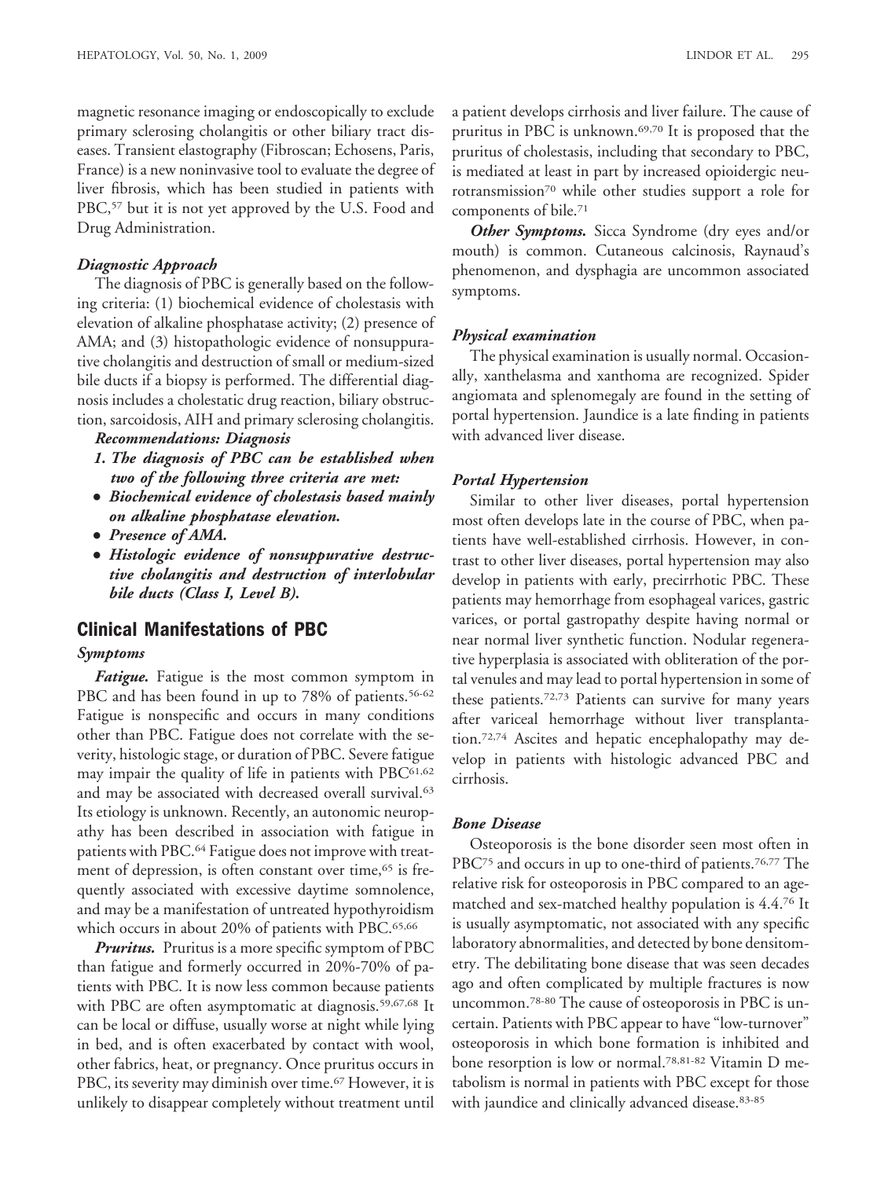magnetic resonance imaging or endoscopically to exclude primary sclerosing cholangitis or other biliary tract diseases. Transient elastography (Fibroscan; Echosens, Paris, France) is a new noninvasive tool to evaluate the degree of liver fibrosis, which has been studied in patients with PBC,[57] but it is not yet approved by the U.S. Food and Drug Administration.

### *Diagnostic Approach*

The diagnosis of PBC is generally based on the following criteria: (1) biochemical evidence of cholestasis with elevation of alkaline phosphatase activity; (2) presence of AMA; and (3) histopathologic evidence of nonsuppurative cholangitis and destruction of small or medium-sized bile ducts if a biopsy is performed. The differential diagnosis includes a cholestatic drug reaction, biliary obstruction, sarcoidosis, AIH and primary sclerosing cholangitis.

***Recommendations: Diagnosis***

***1. The diagnosis of PBC can be established when two of the following three criteria are met:***

- ***Biochemical evidence of cholestasis based mainly on alkaline phosphatase elevation.***
- ***Presence of AMA.***
- ***Histologic evidence of nonsuppurative destructive cholangitis and destruction of interlobular bile ducts (Class I, Level B).***

## Clinical Manifestations of PBC

### *Symptoms*

***Fatigue.*** Fatigue is the most common symptom in PBC and has been found in up to 78% of patients.[56-62] Fatigue is nonspecific and occurs in many conditions other than PBC. Fatigue does not correlate with the severity, histologic stage, or duration of PBC. Severe fatigue may impair the quality of life in patients with PBC[61,62] and may be associated with decreased overall survival.[63] Its etiology is unknown. Recently, an autonomic neuropathy has been described in association with fatigue in patients with PBC.[64] Fatigue does not improve with treatment of depression, is often constant over time,[65] is frequently associated with excessive daytime somnolence, and may be a manifestation of untreated hypothyroidism which occurs in about 20% of patients with PBC.[65,66]

***Pruritus.*** Pruritus is a more specific symptom of PBC than fatigue and formerly occurred in 20%-70% of patients with PBC. It is now less common because patients with PBC are often asymptomatic at diagnosis.[59,67,68] It can be local or diffuse, usually worse at night while lying in bed, and is often exacerbated by contact with wool, other fabrics, heat, or pregnancy. Once pruritus occurs in PBC, its severity may diminish over time.[67] However, it is unlikely to disappear completely without treatment until a patient develops cirrhosis and liver failure. The cause of pruritus in PBC is unknown.[69,70] It is proposed that the pruritus of cholestasis, including that secondary to PBC, is mediated at least in part by increased opioidergic neurotransmission[70] while other studies support a role for components of bile.[71]

***Other Symptoms.*** Sicca Syndrome (dry eyes and/or mouth) is common. Cutaneous calcinosis, Raynaud's phenomenon, and dysphagia are uncommon associated symptoms.

### *Physical examination*

The physical examination is usually normal. Occasionally, xanthelasma and xanthoma are recognized. Spider angiomata and splenomegaly are found in the setting of portal hypertension. Jaundice is a late finding in patients with advanced liver disease.

### *Portal Hypertension*

Similar to other liver diseases, portal hypertension most often develops late in the course of PBC, when patients have well-established cirrhosis. However, in contrast to other liver diseases, portal hypertension may also develop in patients with early, precirrhotic PBC. These patients may hemorrhage from esophageal varices, gastric varices, or portal gastropathy despite having normal or near normal liver synthetic function. Nodular regenerative hyperplasia is associated with obliteration of the portal venules and may lead to portal hypertension in some of these patients.[72,73] Patients can survive for many years after variceal hemorrhage without liver transplantation.[72,74] Ascites and hepatic encephalopathy may develop in patients with histologic advanced PBC and cirrhosis.

### *Bone Disease*

Osteoporosis is the bone disorder seen most often in PBC[75] and occurs in up to one-third of patients.[76,77] The relative risk for osteoporosis in PBC compared to an age-matched and sex-matched healthy population is 4.4.[76] It is usually asymptomatic, not associated with any specific laboratory abnormalities, and detected by bone densitometry. The debilitating bone disease that was seen decades ago and often complicated by multiple fractures is now uncommon.[78-80] The cause of osteoporosis in PBC is uncertain. Patients with PBC appear to have "low-turnover" osteoporosis in which bone formation is inhibited and bone resorption is low or normal.[78,81-82] Vitamin D metabolism is normal in patients with PBC except for those with jaundice and clinically advanced disease.[83-85]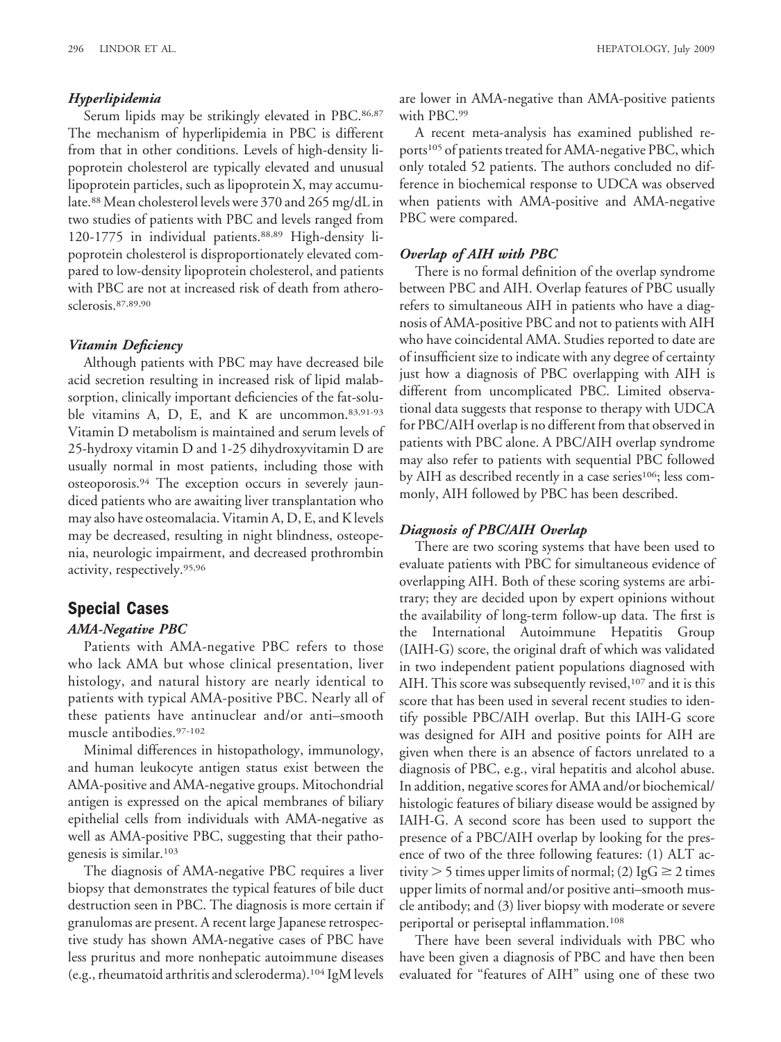### *Hyperlipidemia*

Serum lipids may be strikingly elevated in PBC.[86,87] The mechanism of hyperlipidemia in PBC is different from that in other conditions. Levels of high-density lipoprotein cholesterol are typically elevated and unusual lipoprotein particles, such as lipoprotein X, may accumulate.[88] Mean cholesterol levels were 370 and 265 mg/dL in two studies of patients with PBC and levels ranged from 120-1775 in individual patients.[88,89] High-density lipoprotein cholesterol is disproportionately elevated compared to low-density lipoprotein cholesterol, and patients with PBC are not at increased risk of death from atherosclerosis.[87,89,90]

### *Vitamin Deficiency*

Although patients with PBC may have decreased bile acid secretion resulting in increased risk of lipid malabsorption, clinically important deficiencies of the fat-soluble vitamins A, D, E, and K are uncommon.[83,91-93] Vitamin D metabolism is maintained and serum levels of 25-hydroxy vitamin D and 1-25 dihydroxyvitamin D are usually normal in most patients, including those with osteoporosis.[94] The exception occurs in severely jaundiced patients who are awaiting liver transplantation who may also have osteomalacia. Vitamin A, D, E, and K levels may be decreased, resulting in night blindness, osteopenia, neurologic impairment, and decreased prothrombin activity, respectively.[95,96]

## Special Cases

### *AMA-Negative PBC*

Patients with AMA-negative PBC refers to those who lack AMA but whose clinical presentation, liver histology, and natural history are nearly identical to patients with typical AMA-positive PBC. Nearly all of these patients have antinuclear and/or anti–smooth muscle antibodies.[97-102]

Minimal differences in histopathology, immunology, and human leukocyte antigen status exist between the AMA-positive and AMA-negative groups. Mitochondrial antigen is expressed on the apical membranes of biliary epithelial cells from individuals with AMA-negative as well as AMA-positive PBC, suggesting that their pathogenesis is similar.[103]

The diagnosis of AMA-negative PBC requires a liver biopsy that demonstrates the typical features of bile duct destruction seen in PBC. The diagnosis is more certain if granulomas are present. A recent large Japanese retrospective study has shown AMA-negative cases of PBC have less pruritus and more nonhepatic autoimmune diseases (e.g., rheumatoid arthritis and scleroderma).[104] IgM levels are lower in AMA-negative than AMA-positive patients with PBC.[99]

A recent meta-analysis has examined published reports[105] of patients treated for AMA-negative PBC, which only totaled 52 patients. The authors concluded no difference in biochemical response to UDCA was observed when patients with AMA-positive and AMA-negative PBC were compared.

### *Overlap of AIH with PBC*

There is no formal definition of the overlap syndrome between PBC and AIH. Overlap features of PBC usually refers to simultaneous AIH in patients who have a diagnosis of AMA-positive PBC and not to patients with AIH who have coincidental AMA. Studies reported to date are of insufficient size to indicate with any degree of certainty just how a diagnosis of PBC overlapping with AIH is different from uncomplicated PBC. Limited observational data suggests that response to therapy with UDCA for PBC/AIH overlap is no different from that observed in patients with PBC alone. A PBC/AIH overlap syndrome may also refer to patients with sequential PBC followed by AIH as described recently in a case series[106]; less commonly, AIH followed by PBC has been described.

### *Diagnosis of PBC/AIH Overlap*

There are two scoring systems that have been used to evaluate patients with PBC for simultaneous evidence of overlapping AIH. Both of these scoring systems are arbitrary; they are decided upon by expert opinions without the availability of long-term follow-up data. The first is the International Autoimmune Hepatitis Group (IAIH-G) score, the original draft of which was validated in two independent patient populations diagnosed with AIH. This score was subsequently revised,[107] and it is this score that has been used in several recent studies to identify possible PBC/AIH overlap. But this IAIH-G score was designed for AIH and positive points for AIH are given when there is an absence of factors unrelated to a diagnosis of PBC, e.g., viral hepatitis and alcohol abuse. In addition, negative scores for AMA and/or biochemical/histologic features of biliary disease would be assigned by IAIH-G. A second score has been used to support the presence of a PBC/AIH overlap by looking for the presence of two of the three following features: (1) ALT activity $>$ 5 times upper limits of normal; (2) IgG $\geq$ 2 times upper limits of normal and/or positive anti–smooth muscle antibody; and (3) liver biopsy with moderate or severe periportal or periseptal inflammation.[108]

There have been several individuals with PBC who have been given a diagnosis of PBC and have then been evaluated for "features of AIH" using one of these two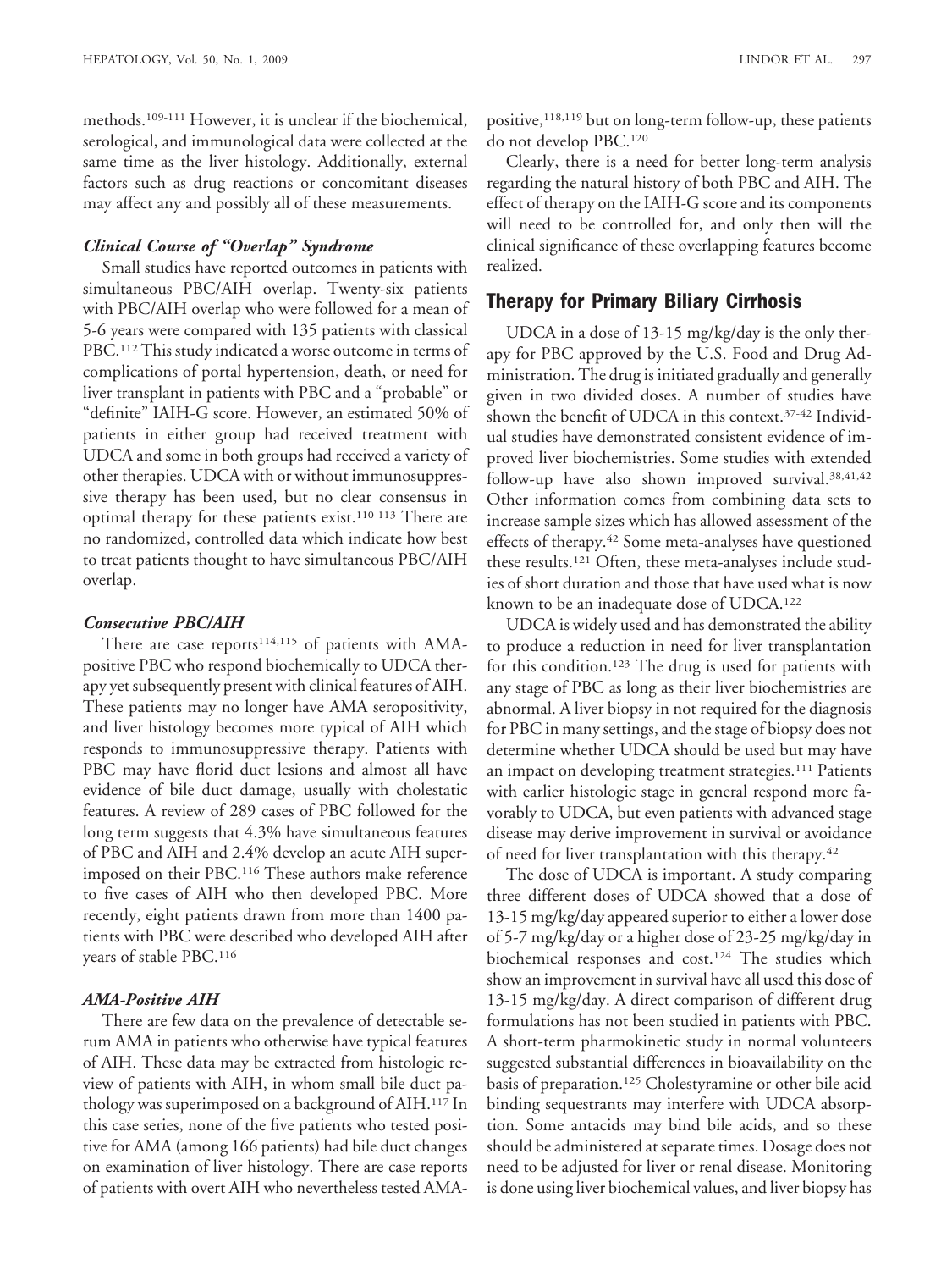methods.[109-111] However, it is unclear if the biochemical, serological, and immunological data were collected at the same time as the liver histology. Additionally, external factors such as drug reactions or concomitant diseases may affect any and possibly all of these measurements.

### *Clinical Course of "Overlap" Syndrome*

Small studies have reported outcomes in patients with simultaneous PBC/AIH overlap. Twenty-six patients with PBC/AIH overlap who were followed for a mean of 5-6 years were compared with 135 patients with classical PBC.[112] This study indicated a worse outcome in terms of complications of portal hypertension, death, or need for liver transplant in patients with PBC and a "probable" or "definite" IAIH-G score. However, an estimated 50% of patients in either group had received treatment with UDCA and some in both groups had received a variety of other therapies. UDCA with or without immunosuppressive therapy has been used, but no clear consensus in optimal therapy for these patients exist.[110-113] There are no randomized, controlled data which indicate how best to treat patients thought to have simultaneous PBC/AIH overlap.

### *Consecutive PBC/AIH*

There are case reports[114,115] of patients with AMA-positive PBC who respond biochemically to UDCA therapy yet subsequently present with clinical features of AIH. These patients may no longer have AMA seropositivity, and liver histology becomes more typical of AIH which responds to immunosuppressive therapy. Patients with PBC may have florid duct lesions and almost all have evidence of bile duct damage, usually with cholestatic features. A review of 289 cases of PBC followed for the long term suggests that 4.3% have simultaneous features of PBC and AIH and 2.4% develop an acute AIH superimposed on their PBC.[116] These authors make reference to five cases of AIH who then developed PBC. More recently, eight patients drawn from more than 1400 patients with PBC were described who developed AIH after years of stable PBC.[116]

### *AMA-Positive AIH*

There are few data on the prevalence of detectable serum AMA in patients who otherwise have typical features of AIH. These data may be extracted from histologic review of patients with AIH, in whom small bile duct pathology was superimposed on a background of AIH.[117] In this case series, none of the five patients who tested positive for AMA (among 166 patients) had bile duct changes on examination of liver histology. There are case reports of patients with overt AIH who nevertheless tested AMA-positive,[118,119] but on long-term follow-up, these patients do not develop PBC.[120]

Clearly, there is a need for better long-term analysis regarding the natural history of both PBC and AIH. The effect of therapy on the IAIH-G score and its components will need to be controlled for, and only then will the clinical significance of these overlapping features become realized.

## Therapy for Primary Biliary Cirrhosis

UDCA in a dose of 13-15 mg/kg/day is the only therapy for PBC approved by the U.S. Food and Drug Administration. The drug is initiated gradually and generally given in two divided doses. A number of studies have shown the benefit of UDCA in this context.[37-42] Individual studies have demonstrated consistent evidence of improved liver biochemistries. Some studies with extended follow-up have also shown improved survival.[38,41,42] Other information comes from combining data sets to increase sample sizes which has allowed assessment of the effects of therapy.[42] Some meta-analyses have questioned these results.[121] Often, these meta-analyses include studies of short duration and those that have used what is now known to be an inadequate dose of UDCA.[122]

UDCA is widely used and has demonstrated the ability to produce a reduction in need for liver transplantation for this condition.[123] The drug is used for patients with any stage of PBC as long as their liver biochemistries are abnormal. A liver biopsy in not required for the diagnosis for PBC in many settings, and the stage of biopsy does not determine whether UDCA should be used but may have an impact on developing treatment strategies.[111] Patients with earlier histologic stage in general respond more favorably to UDCA, but even patients with advanced stage disease may derive improvement in survival or avoidance of need for liver transplantation with this therapy.[42]

The dose of UDCA is important. A study comparing three different doses of UDCA showed that a dose of 13-15 mg/kg/day appeared superior to either a lower dose of 5-7 mg/kg/day or a higher dose of 23-25 mg/kg/day in biochemical responses and cost.[124] The studies which show an improvement in survival have all used this dose of 13-15 mg/kg/day. A direct comparison of different drug formulations has not been studied in patients with PBC. A short-term pharmokinetic study in normal volunteers suggested substantial differences in bioavailability on the basis of preparation.[125] Cholestyramine or other bile acid binding sequestrants may interfere with UDCA absorption. Some antacids may bind bile acids, and so these should be administered at separate times. Dosage does not need to be adjusted for liver or renal disease. Monitoring is done using liver biochemical values, and liver biopsy has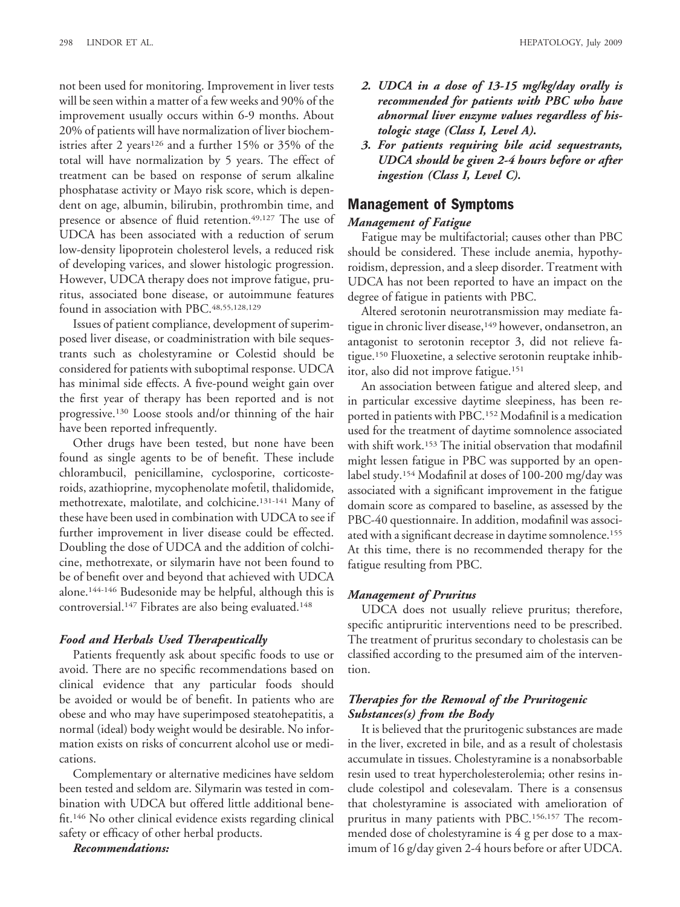not been used for monitoring. Improvement in liver tests will be seen within a matter of a few weeks and 90% of the improvement usually occurs within 6-9 months. About 20% of patients will have normalization of liver biochemistries after 2 years[126] and a further 15% or 35% of the total will have normalization by 5 years. The effect of treatment can be based on response of serum alkaline phosphatase activity or Mayo risk score, which is dependent on age, albumin, bilirubin, prothrombin time, and presence or absence of fluid retention.[49,127] The use of UDCA has been associated with a reduction of serum low-density lipoprotein cholesterol levels, a reduced risk of developing varices, and slower histologic progression. However, UDCA therapy does not improve fatigue, pruritus, associated bone disease, or autoimmune features found in association with PBC.[48,55,128,129]

Issues of patient compliance, development of superimposed liver disease, or coadministration with bile sequestrants such as cholestyramine or Colestid should be considered for patients with suboptimal response. UDCA has minimal side effects. A five-pound weight gain over the first year of therapy has been reported and is not progressive.[130] Loose stools and/or thinning of the hair have been reported infrequently.

Other drugs have been tested, but none have been found as single agents to be of benefit. These include chlorambucil, penicillamine, cyclosporine, corticosteroids, azathioprine, mycophenolate mofetil, thalidomide, methotrexate, malotilate, and colchicine.[131-141] Many of these have been used in combination with UDCA to see if further improvement in liver disease could be effected. Doubling the dose of UDCA and the addition of colchicine, methotrexate, or silymarin have not been found to be of benefit over and beyond that achieved with UDCA alone.[144-146] Budesonide may be helpful, although this is controversial.[147] Fibrates are also being evaluated.[148]

### *Food and Herbals Used Therapeutically*

Patients frequently ask about specific foods to use or avoid. There are no specific recommendations based on clinical evidence that any particular foods should be avoided or would be of benefit. In patients who are obese and who may have superimposed steatohepatitis, a normal (ideal) body weight would be desirable. No information exists on risks of concurrent alcohol use or medications.

Complementary or alternative medicines have seldom been tested and seldom are. Silymarin was tested in combination with UDCA but offered little additional benefit.[146] No other clinical evidence exists regarding clinical safety or efficacy of other herbal products.

***Recommendations:***

2. ***UDCA in a dose of 13-15 mg/kg/day orally is recommended for patients with PBC who have abnormal liver enzyme values regardless of histologic stage (Class I, Level A).***
3. ***For patients requiring bile acid sequestrants, UDCA should be given 2-4 hours before or after ingestion (Class I, Level C).***

## Management of Symptoms

### *Management of Fatigue*

Fatigue may be multifactorial; causes other than PBC should be considered. These include anemia, hypothyroidism, depression, and a sleep disorder. Treatment with UDCA has not been reported to have an impact on the degree of fatigue in patients with PBC.

Altered serotonin neurotransmission may mediate fatigue in chronic liver disease,[149] however, ondansetron, an antagonist to serotonin receptor 3, did not relieve fatigue.[150] Fluoxetine, a selective serotonin reuptake inhibitor, also did not improve fatigue.[151]

An association between fatigue and altered sleep, and in particular excessive daytime sleepiness, has been reported in patients with PBC.[152] Modafinil is a medication used for the treatment of daytime somnolence associated with shift work.[153] The initial observation that modafinil might lessen fatigue in PBC was supported by an open-label study.[154] Modafinil at doses of 100-200 mg/day was associated with a significant improvement in the fatigue domain score as compared to baseline, as assessed by the PBC-40 questionnaire. In addition, modafinil was associated with a significant decrease in daytime somnolence.[155] At this time, there is no recommended therapy for the fatigue resulting from PBC.

### *Management of Pruritus*

UDCA does not usually relieve pruritus; therefore, specific antipruritic interventions need to be prescribed. The treatment of pruritus secondary to cholestasis can be classified according to the presumed aim of the intervention.

### *Therapies for the Removal of the Pruritogenic Substances(s) from the Body*

It is believed that the pruritogenic substances are made in the liver, excreted in bile, and as a result of cholestasis accumulate in tissues. Cholestyramine is a nonabsorbable resin used to treat hypercholesterolemia; other resins include colestipol and colesevalam. There is a consensus that cholestyramine is associated with amelioration of pruritus in many patients with PBC.[156,157] The recommended dose of cholestyramine is 4 g per dose to a maximum of 16 g/day given 2-4 hours before or after UDCA.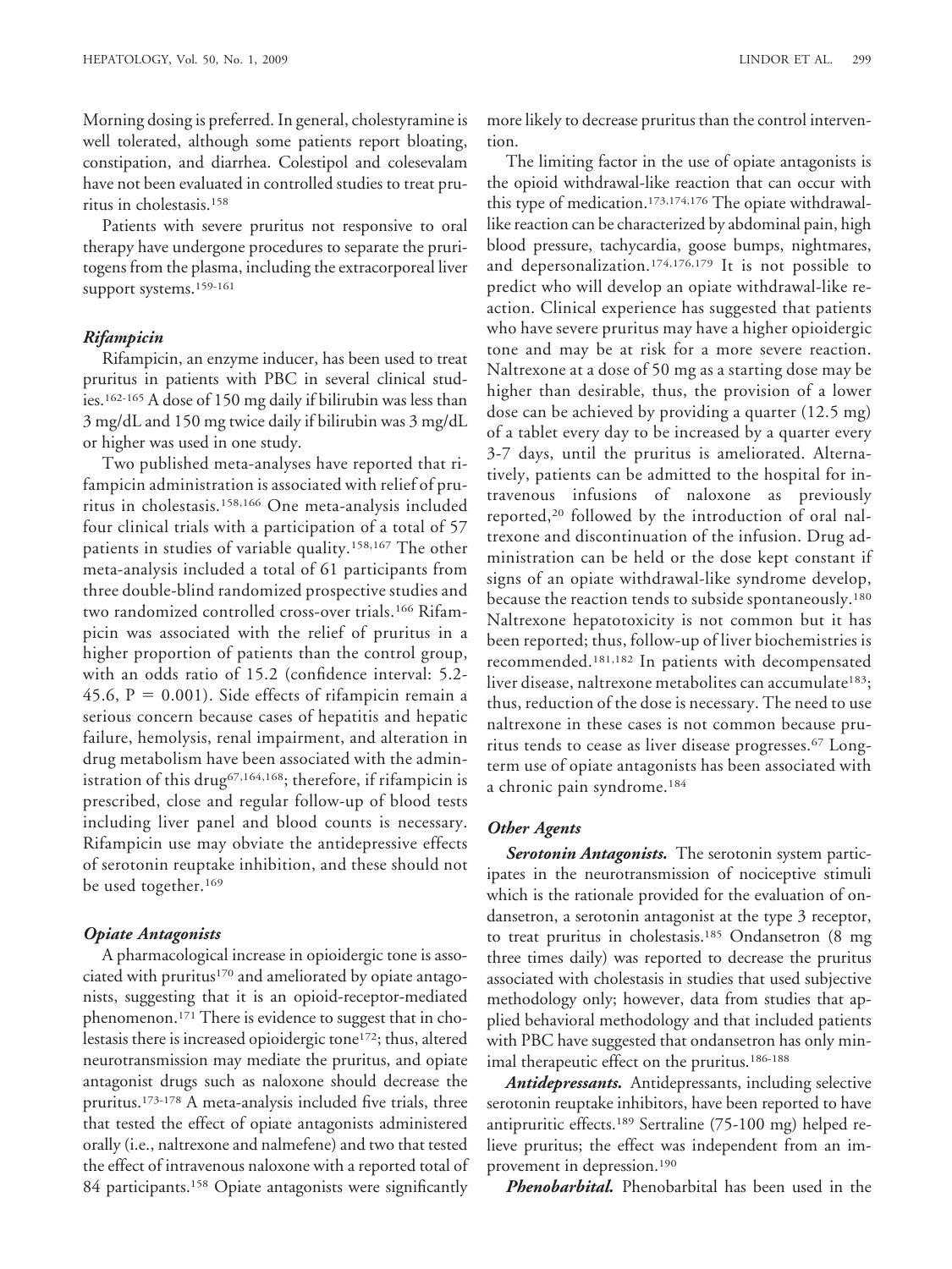Morning dosing is preferred. In general, cholestyramine is well tolerated, although some patients report bloating, constipation, and diarrhea. Colestipol and colesevalam have not been evaluated in controlled studies to treat pruritus in cholestasis.[158]

Patients with severe pruritus not responsive to oral therapy have undergone procedures to separate the pruritogens from the plasma, including the extracorporeal liver support systems.[159-161]

### *Rifampicin*

Rifampicin, an enzyme inducer, has been used to treat pruritus in patients with PBC in several clinical studies.[162-165] A dose of 150 mg daily if bilirubin was less than 3 mg/dL and 150 mg twice daily if bilirubin was 3 mg/dL or higher was used in one study.

Two published meta-analyses have reported that rifampicin administration is associated with relief of pruritus in cholestasis.[158,166] One meta-analysis included four clinical trials with a participation of a total of 57 patients in studies of variable quality.[158,167] The other meta-analysis included a total of 61 participants from three double-blind randomized prospective studies and two randomized controlled cross-over trials.[166] Rifampicin was associated with the relief of pruritus in a higher proportion of patients than the control group, with an odds ratio of 15.2 (confidence interval: 5.2-45.6, $P = 0.001$). Side effects of rifampicin remain a serious concern because cases of hepatitis and hepatic failure, hemolysis, renal impairment, and alteration in drug metabolism have been associated with the administration of this drug[67,164,168]; therefore, if rifampicin is prescribed, close and regular follow-up of blood tests including liver panel and blood counts is necessary. Rifampicin use may obviate the antidepressive effects of serotonin reuptake inhibition, and these should not be used together.[169]

### *Opiate Antagonists*

A pharmacological increase in opioidergic tone is associated with pruritus[170] and ameliorated by opiate antagonists, suggesting that it is an opioid-receptor-mediated phenomenon.[171] There is evidence to suggest that in cholestasis there is increased opioidergic tone[172]; thus, altered neurotransmission may mediate the pruritus, and opiate antagonist drugs such as naloxone should decrease the pruritus.[173-178] A meta-analysis included five trials, three that tested the effect of opiate antagonists administered orally (i.e., naltrexone and nalmefene) and two that tested the effect of intravenous naloxone with a reported total of 84 participants.[158] Opiate antagonists were significantly more likely to decrease pruritus than the control intervention.

The limiting factor in the use of opiate antagonists is the opioid withdrawal-like reaction that can occur with this type of medication.[173,174,176] The opiate withdrawal-like reaction can be characterized by abdominal pain, high blood pressure, tachycardia, goose bumps, nightmares, and depersonalization.[174,176,179] It is not possible to predict who will develop an opiate withdrawal-like reaction. Clinical experience has suggested that patients who have severe pruritus may have a higher opioidergic tone and may be at risk for a more severe reaction. Naltrexone at a dose of 50 mg as a starting dose may be higher than desirable, thus, the provision of a lower dose can be achieved by providing a quarter (12.5 mg) of a tablet every day to be increased by a quarter every 3-7 days, until the pruritus is ameliorated. Alternatively, patients can be admitted to the hospital for intravenous infusions of naloxone as previously reported,[20] followed by the introduction of oral naltrexone and discontinuation of the infusion. Drug administration can be held or the dose kept constant if signs of an opiate withdrawal-like syndrome develop, because the reaction tends to subside spontaneously.[180] Naltrexone hepatotoxicity is not common but it has been reported; thus, follow-up of liver biochemistries is recommended.[181,182] In patients with decompensated liver disease, naltrexone metabolites can accumulate[183]; thus, reduction of the dose is necessary. The need to use naltrexone in these cases is not common because pruritus tends to cease as liver disease progresses.[67] Long-term use of opiate antagonists has been associated with a chronic pain syndrome.[184]

### *Other Agents*

***Serotonin Antagonists.*** The serotonin system participates in the neurotransmission of nociceptive stimuli which is the rationale provided for the evaluation of ondansetron, a serotonin antagonist at the type 3 receptor, to treat pruritus in cholestasis.[185] Ondansetron (8 mg three times daily) was reported to decrease the pruritus associated with cholestasis in studies that used subjective methodology only; however, data from studies that applied behavioral methodology and that included patients with PBC have suggested that ondansetron has only minimal therapeutic effect on the pruritus.[186-188]

***Antidepressants.*** Antidepressants, including selective serotonin reuptake inhibitors, have been reported to have antipruritic effects.[189] Sertraline (75-100 mg) helped relieve pruritus; the effect was independent from an improvement in depression.[190]

***Phenobarbital.*** Phenobarbital has been used in the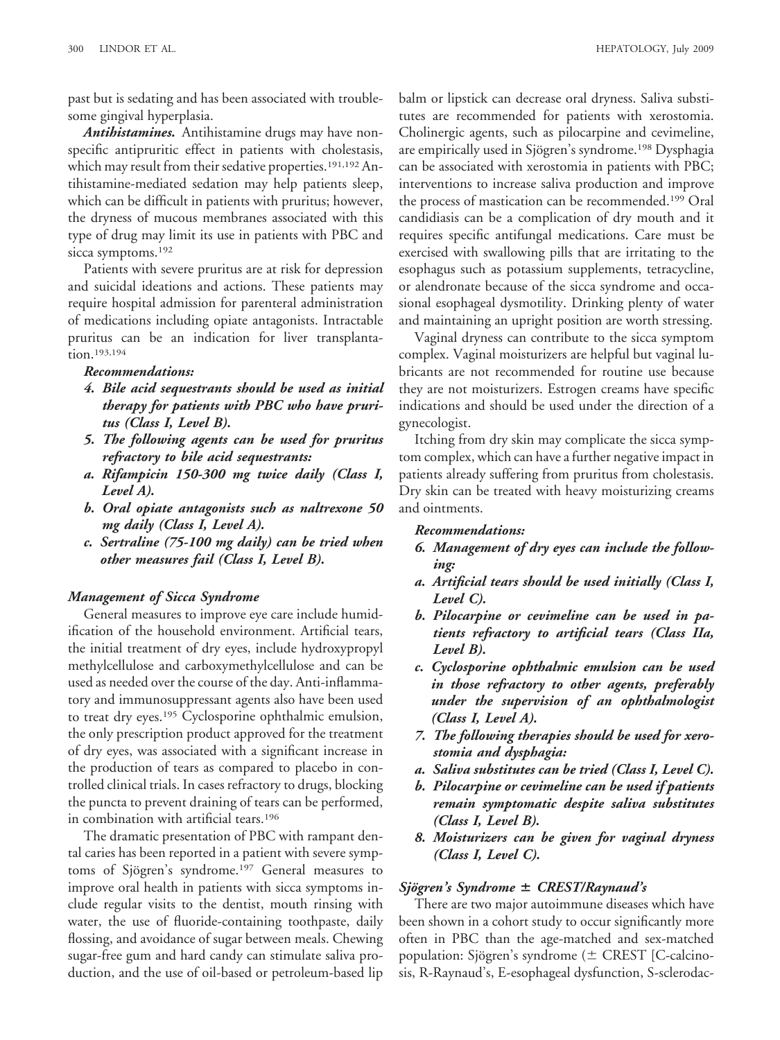past but is sedating and has been associated with troublesome gingival hyperplasia.

***Antihistamines.*** Antihistamine drugs may have nonspecific antipruritic effect in patients with cholestasis, which may result from their sedative properties.[191,192] Antihistamine-mediated sedation may help patients sleep, which can be difficult in patients with pruritus; however, the dryness of mucous membranes associated with this type of drug may limit its use in patients with PBC and sicca symptoms.[192]

Patients with severe pruritus are at risk for depression and suicidal ideations and actions. These patients may require hospital admission for parenteral administration of medications including opiate antagonists. Intractable pruritus can be an indication for liver transplantation.[193,194]

***Recommendations:***

***4. Bile acid sequestrants should be used as initial therapy for patients with PBC who have pruritus (Class I, Level B).***

***5. The following agents can be used for pruritus refractory to bile acid sequestrants:***

***a. Rifampicin 150-300 mg twice daily (Class I, Level A).***

***b. Oral opiate antagonists such as naltrexone 50 mg daily (Class I, Level A).***

***c. Sertraline (75-100 mg daily) can be tried when other measures fail (Class I, Level B).***

### *Management of Sicca Syndrome*

General measures to improve eye care include humidification of the household environment. Artificial tears, the initial treatment of dry eyes, include hydroxypropyl methylcellulose and carboxymethylcellulose and can be used as needed over the course of the day. Anti-inflammatory and immunosuppressant agents also have been used to treat dry eyes.[195] Cyclosporine ophthalmic emulsion, the only prescription product approved for the treatment of dry eyes, was associated with a significant increase in the production of tears as compared to placebo in controlled clinical trials. In cases refractory to drugs, blocking the puncta to prevent draining of tears can be performed, in combination with artificial tears.[196]

The dramatic presentation of PBC with rampant dental caries has been reported in a patient with severe symptoms of Sjögren's syndrome.[197] General measures to improve oral health in patients with sicca symptoms include regular visits to the dentist, mouth rinsing with water, the use of fluoride-containing toothpaste, daily flossing, and avoidance of sugar between meals. Chewing sugar-free gum and hard candy can stimulate saliva production, and the use of oil-based or petroleum-based lip balm or lipstick can decrease oral dryness. Saliva substitutes are recommended for patients with xerostomia. Cholinergic agents, such as pilocarpine and cevimeline, are empirically used in Sjögren's syndrome.[198] Dysphagia can be associated with xerostomia in patients with PBC; interventions to increase saliva production and improve the process of mastication can be recommended.[199] Oral candidiasis can be a complication of dry mouth and it requires specific antifungal medications. Care must be exercised with swallowing pills that are irritating to the esophagus such as potassium supplements, tetracycline, or alendronate because of the sicca syndrome and occasional esophageal dysmotility. Drinking plenty of water and maintaining an upright position are worth stressing.

Vaginal dryness can contribute to the sicca symptom complex. Vaginal moisturizers are helpful but vaginal lubricants are not recommended for routine use because they are not moisturizers. Estrogen creams have specific indications and should be used under the direction of a gynecologist.

Itching from dry skin may complicate the sicca symptom complex, which can have a further negative impact in patients already suffering from pruritus from cholestasis. Dry skin can be treated with heavy moisturizing creams and ointments.

***Recommendations:***

***6. Management of dry eyes can include the following:***

***a. Artificial tears should be used initially (Class I, Level C).***

***b. Pilocarpine or cevimeline can be used in patients refractory to artificial tears (Class IIa, Level B).***

***c. Cyclosporine ophthalmic emulsion can be used in those refractory to other agents, preferably under the supervision of an ophthalmologist (Class I, Level A).***

***7. The following therapies should be used for xerostomia and dysphagia:***

***a. Saliva substitutes can be tried (Class I, Level C).***

***b. Pilocarpine or cevimeline can be used if patients remain symptomatic despite saliva substitutes (Class I, Level B).***

***8. Moisturizers can be given for vaginal dryness (Class I, Level C).***

### *Sjögren's Syndrome ± CREST/Raynaud's*

There are two major autoimmune diseases which have been shown in a cohort study to occur significantly more often in PBC than the age-matched and sex-matched population: Sjögren's syndrome (± CREST [C-calcinosis, R-Raynaud's, E-esophageal dysfunction, S-sclerodac-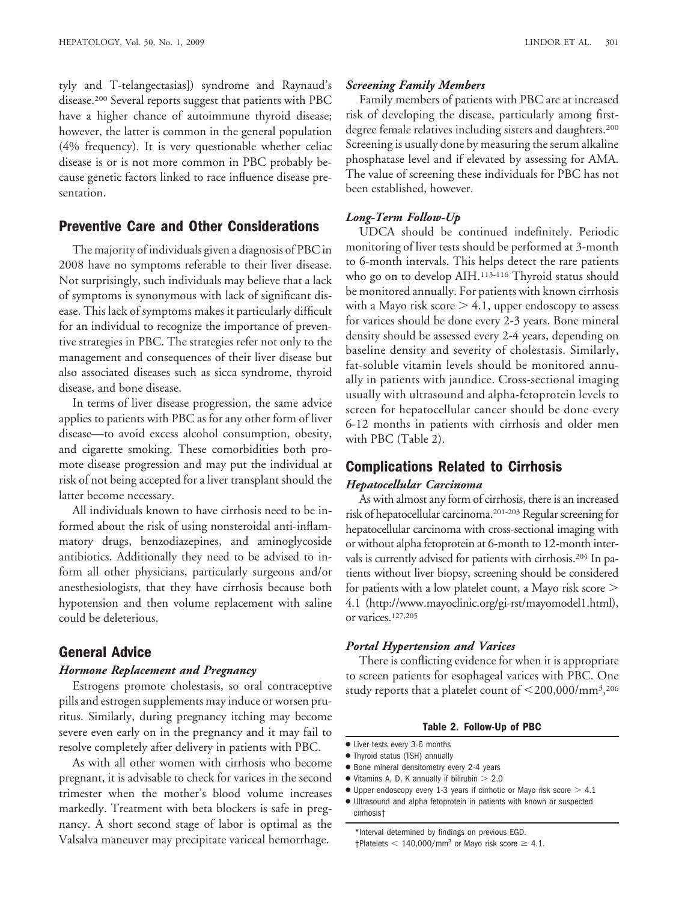tyly and T-telangectasias]) syndrome and Raynaud's disease.[200] Several reports suggest that patients with PBC have a higher chance of autoimmune thyroid disease; however, the latter is common in the general population (4% frequency). It is very questionable whether celiac disease is or is not more common in PBC probably because genetic factors linked to race influence disease presentation.

## Preventive Care and Other Considerations

The majority of individuals given a diagnosis of PBC in 2008 have no symptoms referable to their liver disease. Not surprisingly, such individuals may believe that a lack of symptoms is synonymous with lack of significant disease. This lack of symptoms makes it particularly difficult for an individual to recognize the importance of preventive strategies in PBC. The strategies refer not only to the management and consequences of their liver disease but also associated diseases such as sicca syndrome, thyroid disease, and bone disease.

In terms of liver disease progression, the same advice applies to patients with PBC as for any other form of liver disease—to avoid excess alcohol consumption, obesity, and cigarette smoking. These comorbidities both promote disease progression and may put the individual at risk of not being accepted for a liver transplant should the latter become necessary.

All individuals known to have cirrhosis need to be informed about the risk of using nonsteroidal anti-inflammatory drugs, benzodiazepines, and aminoglycoside antibiotics. Additionally they need to be advised to inform all other physicians, particularly surgeons and/or anesthesiologists, that they have cirrhosis because both hypotension and then volume replacement with saline could be deleterious.

## General Advice

### *Hormone Replacement and Pregnancy*

Estrogens promote cholestasis, so oral contraceptive pills and estrogen supplements may induce or worsen pruritus. Similarly, during pregnancy itching may become severe even early on in the pregnancy and it may fail to resolve completely after delivery in patients with PBC.

As with all other women with cirrhosis who become pregnant, it is advisable to check for varices in the second trimester when the mother's blood volume increases markedly. Treatment with beta blockers is safe in pregnancy. A short second stage of labor is optimal as the Valsalva maneuver may precipitate variceal hemorrhage.

### *Screening Family Members*

Family members of patients with PBC are at increased risk of developing the disease, particularly among first-degree female relatives including sisters and daughters.[200] Screening is usually done by measuring the serum alkaline phosphatase level and if elevated by assessing for AMA. The value of screening these individuals for PBC has not been established, however.

### *Long-Term Follow-Up*

UDCA should be continued indefinitely. Periodic monitoring of liver tests should be performed at 3-month to 6-month intervals. This helps detect the rare patients who go on to develop AIH.[113-116] Thyroid status should be monitored annually. For patients with known cirrhosis with a Mayo risk score $> 4.1$, upper endoscopy to assess for varices should be done every 2-3 years. Bone mineral density should be assessed every 2-4 years, depending on baseline density and severity of cholestasis. Similarly, fat-soluble vitamin levels should be monitored annually in patients with jaundice. Cross-sectional imaging usually with ultrasound and alpha-fetoprotein levels to screen for hepatocellular cancer should be done every 6-12 months in patients with cirrhosis and older men with PBC (Table 2).

## Complications Related to Cirrhosis

### *Hepatocellular Carcinoma*

As with almost any form of cirrhosis, there is an increased risk of hepatocellular carcinoma.[201-203] Regular screening for hepatocellular carcinoma with cross-sectional imaging with or without alpha fetoprotein at 6-month to 12-month intervals is currently advised for patients with cirrhosis.[204] In patients without liver biopsy, screening should be considered for patients with a low platelet count, a Mayo risk score $>$ 4.1 (http://www.mayoclinic.org/gi-rst/mayomodel1.html), or varices.[127,205]

### *Portal Hypertension and Varices*

There is conflicting evidence for when it is appropriate to screen patients for esophageal varices with PBC. One study reports that a platelet count of $<200{,}000/\text{mm}^3$,[206]

**Table 2. Follow-Up of PBC**

- Liver tests every 3-6 months
- Thyroid status (TSH) annually
- Bone mineral densitometry every 2-4 years
- Vitamins A, D, K annually if bilirubin $> 2.0$
- Upper endoscopy every 1-3 years if cirrhotic or Mayo risk score $> 4.1$
- Ultrasound and alpha fetoprotein in patients with known or suspected cirrhosis†

*Interval determined by findings on previous EGD.

†Platelets $< 140{,}000/\text{mm}^3$ or Mayo risk score $\geq 4.1$.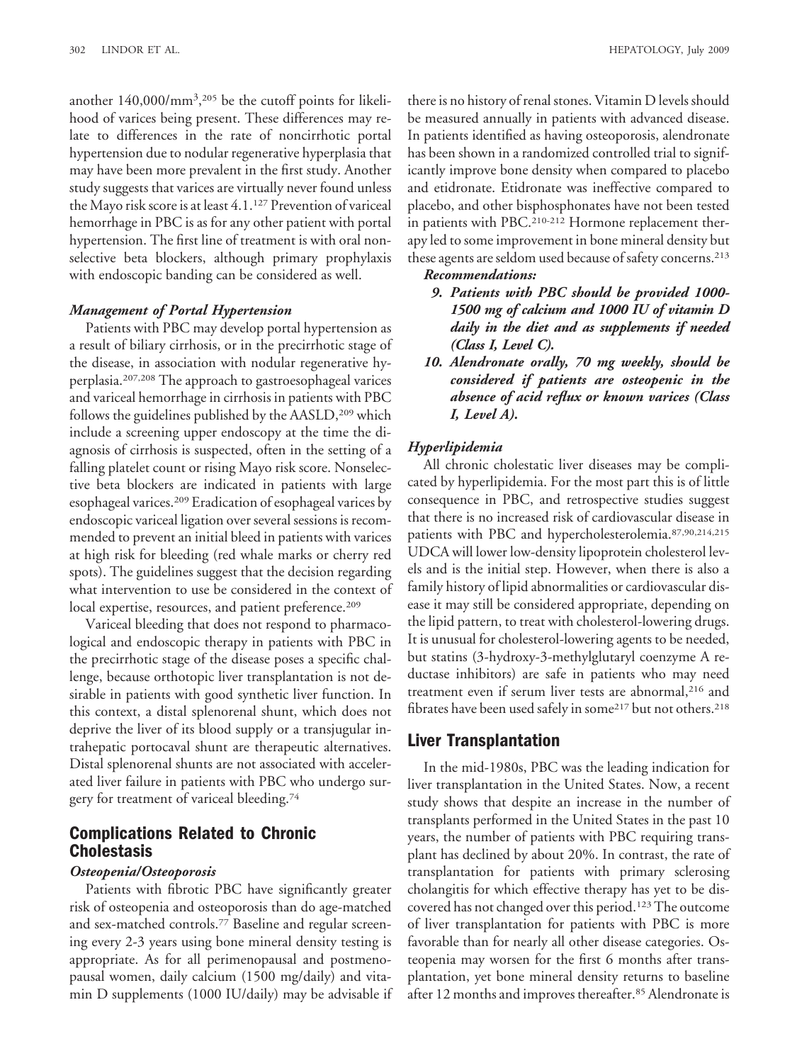another 140,000/mm$^3$,[205] be the cutoff points for likelihood of varices being present. These differences may relate to differences in the rate of noncirrhotic portal hypertension due to nodular regenerative hyperplasia that may have been more prevalent in the first study. Another study suggests that varices are virtually never found unless the Mayo risk score is at least 4.1.[127] Prevention of variceal hemorrhage in PBC is as for any other patient with portal hypertension. The first line of treatment is with oral nonselective beta blockers, although primary prophylaxis with endoscopic banding can be considered as well.

### *Management of Portal Hypertension*

Patients with PBC may develop portal hypertension as a result of biliary cirrhosis, or in the precirrhotic stage of the disease, in association with nodular regenerative hyperplasia.[207,208] The approach to gastroesophageal varices and variceal hemorrhage in cirrhosis in patients with PBC follows the guidelines published by the AASLD,[209] which include a screening upper endoscopy at the time the diagnosis of cirrhosis is suspected, often in the setting of a falling platelet count or rising Mayo risk score. Nonselective beta blockers are indicated in patients with large esophageal varices.[209] Eradication of esophageal varices by endoscopic variceal ligation over several sessions is recommended to prevent an initial bleed in patients with varices at high risk for bleeding (red whale marks or cherry red spots). The guidelines suggest that the decision regarding what intervention to use be considered in the context of local expertise, resources, and patient preference.[209]

Variceal bleeding that does not respond to pharmacological and endoscopic therapy in patients with PBC in the precirrhotic stage of the disease poses a specific challenge, because orthotopic liver transplantation is not desirable in patients with good synthetic liver function. In this context, a distal splenorenal shunt, which does not deprive the liver of its blood supply or a transjugular intrahepatic portocaval shunt are therapeutic alternatives. Distal splenorenal shunts are not associated with accelerated liver failure in patients with PBC who undergo surgery for treatment of variceal bleeding.[74]

## Complications Related to Chronic Cholestasis

### *Osteopenia/Osteoporosis*

Patients with fibrotic PBC have significantly greater risk of osteopenia and osteoporosis than do age-matched and sex-matched controls.[77] Baseline and regular screening every 2-3 years using bone mineral density testing is appropriate. As for all perimenopausal and postmenopausal women, daily calcium (1500 mg/daily) and vitamin D supplements (1000 IU/daily) may be advisable if there is no history of renal stones. Vitamin D levels should be measured annually in patients with advanced disease. In patients identified as having osteoporosis, alendronate has been shown in a randomized controlled trial to significantly improve bone density when compared to placebo and etidronate. Etidronate was ineffective compared to placebo, and other bisphosphonates have not been tested in patients with PBC.[210-212] Hormone replacement therapy led to some improvement in bone mineral density but these agents are seldom used because of safety concerns.[213]

***Recommendations:***

9. ***Patients with PBC should be provided 1000-1500 mg of calcium and 1000 IU of vitamin D daily in the diet and as supplements if needed (Class I, Level C).***
10. ***Alendronate orally, 70 mg weekly, should be considered if patients are osteopenic in the absence of acid reflux or known varices (Class I, Level A).***

### *Hyperlipidemia*

All chronic cholestatic liver diseases may be complicated by hyperlipidemia. For the most part this is of little consequence in PBC, and retrospective studies suggest that there is no increased risk of cardiovascular disease in patients with PBC and hypercholesterolemia.[87,90,214,215] UDCA will lower low-density lipoprotein cholesterol levels and is the initial step. However, when there is also a family history of lipid abnormalities or cardiovascular disease it may still be considered appropriate, depending on the lipid pattern, to treat with cholesterol-lowering drugs. It is unusual for cholesterol-lowering agents to be needed, but statins (3-hydroxy-3-methylglutaryl coenzyme A reductase inhibitors) are safe in patients who may need treatment even if serum liver tests are abnormal,[216] and fibrates have been used safely in some[217] but not others.[218]

## Liver Transplantation

In the mid-1980s, PBC was the leading indication for liver transplantation in the United States. Now, a recent study shows that despite an increase in the number of transplants performed in the United States in the past 10 years, the number of patients with PBC requiring transplant has declined by about 20%. In contrast, the rate of transplantation for patients with primary sclerosing cholangitis for which effective therapy has yet to be discovered has not changed over this period.[123] The outcome of liver transplantation for patients with PBC is more favorable than for nearly all other disease categories. Osteopenia may worsen for the first 6 months after transplantation, yet bone mineral density returns to baseline after 12 months and improves thereafter.[85] Alendronate is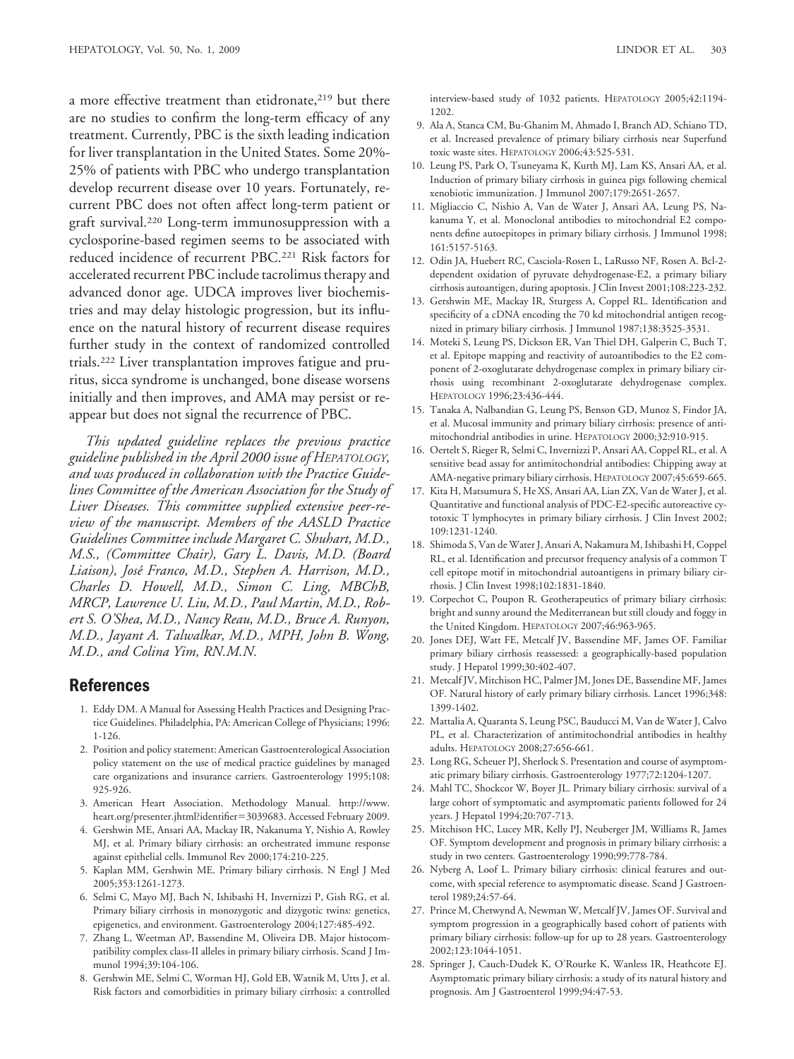a more effective treatment than etidronate,[219] but there are no studies to confirm the long-term efficacy of any treatment. Currently, PBC is the sixth leading indication for liver transplantation in the United States. Some 20%-25% of patients with PBC who undergo transplantation develop recurrent disease over 10 years. Fortunately, recurrent PBC does not often affect long-term patient or graft survival.[220] Long-term immunosuppression with a cyclosporine-based regimen seems to be associated with reduced incidence of recurrent PBC.[221] Risk factors for accelerated recurrent PBC include tacrolimus therapy and advanced donor age. UDCA improves liver biochemistries and may delay histologic progression, but its influence on the natural history of recurrent disease requires further study in the context of randomized controlled trials.[222] Liver transplantation improves fatigue and pruritus, sicca syndrome is unchanged, bone disease worsens initially and then improves, and AMA may persist or reappear but does not signal the recurrence of PBC.

*This updated guideline replaces the previous practice guideline published in the April 2000 issue of HEPATOLOGY, and was produced in collaboration with the Practice Guidelines Committee of the American Association for the Study of Liver Diseases. This committee supplied extensive peer-review of the manuscript. Members of the AASLD Practice Guidelines Committee include Margaret C. Shuhart, M.D., M.S., (Committee Chair), Gary L. Davis, M.D. (Board Liaison), José Franco, M.D., Stephen A. Harrison, M.D., Charles D. Howell, M.D., Simon C. Ling, MBChB, MRCP, Lawrence U. Liu, M.D., Paul Martin, M.D., Robert S. O'Shea, M.D., Nancy Reau, M.D., Bruce A. Runyon, M.D., Jayant A. Talwalkar, M.D., MPH, John B. Wong, M.D., and Colina Yim, RN.M.N.*

## References

1. Eddy DM. A Manual for Assessing Health Practices and Designing Practice Guidelines. Philadelphia, PA: American College of Physicians; 1996: 1-126.
2. Position and policy statement: American Gastroenterological Association policy statement on the use of medical practice guidelines by managed care organizations and insurance carriers. Gastroenterology 1995;108: 925-926.
3. American Heart Association. Methodology Manual. http://www.heart.org/presenter.jhtml?identifier=3039683. Accessed February 2009.
4. Gershwin ME, Ansari AA, Mackay IR, Nakanuma Y, Nishio A, Rowley MJ, et al. Primary biliary cirrhosis: an orchestrated immune response against epithelial cells. Immunol Rev 2000;174:210-225.
5. Kaplan MM, Gershwin ME. Primary biliary cirrhosis. N Engl J Med 2005;353:1261-1273.
6. Selmi C, Mayo MJ, Bach N, Ishibashi H, Invernizzi P, Gish RG, et al. Primary biliary cirrhosis in monozygotic and dizygotic twins: genetics, epigenetics, and environment. Gastroenterology 2004;127:485-492.
7. Zhang L, Weetman AP, Bassendine M, Oliveira DB. Major histocompatibility complex class-II alleles in primary biliary cirrhosis. Scand J Immunol 1994;39:104-106.
8. Gershwin ME, Selmi C, Worman HJ, Gold EB, Watnik M, Utts J, et al. Risk factors and comorbidities in primary biliary cirrhosis: a controlled interview-based study of 1032 patients. HEPATOLOGY 2005;42:1194-1202.
9. Ala A, Stanca CM, Bu-Ghanim M, Ahmado I, Branch AD, Schiano TD, et al. Increased prevalence of primary biliary cirrhosis near Superfund toxic waste sites. HEPATOLOGY 2006;43:525-531.
10. Leung PS, Park O, Tsuneyama K, Kurth MJ, Lam KS, Ansari AA, et al. Induction of primary biliary cirrhosis in guinea pigs following chemical xenobiotic immunization. J Immunol 2007;179:2651-2657.
11. Migliaccio C, Nishio A, Van de Water J, Ansari AA, Leung PS, Nakanuma Y, et al. Monoclonal antibodies to mitochondrial E2 components define autoepitopes in primary biliary cirrhosis. J Immunol 1998; 161:5157-5163.
12. Odin JA, Huebert RC, Casciola-Rosen L, LaRusso NF, Rosen A. Bcl-2-dependent oxidation of pyruvate dehydrogenase-E2, a primary biliary cirrhosis autoantigen, during apoptosis. J Clin Invest 2001;108:223-232.
13. Gershwin ME, Mackay IR, Sturgess A, Coppel RL. Identification and specificity of a cDNA encoding the 70 kd mitochondrial antigen recognized in primary biliary cirrhosis. J Immunol 1987;138:3525-3531.
14. Moteki S, Leung PS, Dickson ER, Van Thiel DH, Galperin C, Buch T, et al. Epitope mapping and reactivity of autoantibodies to the E2 component of 2-oxoglutarate dehydrogenase complex in primary biliary cirrhosis using recombinant 2-oxoglutarate dehydrogenase complex. HEPATOLOGY 1996;23:436-444.
15. Tanaka A, Nalbandian G, Leung PS, Benson GD, Munoz S, Findor JA, et al. Mucosal immunity and primary biliary cirrhosis: presence of antimitochondrial antibodies in urine. HEPATOLOGY 2000;32:910-915.
16. Oertelt S, Rieger R, Selmi C, Invernizzi P, Ansari AA, Coppel RL, et al. A sensitive bead assay for antimitochondrial antibodies: Chipping away at AMA-negative primary biliary cirrhosis. HEPATOLOGY 2007;45:659-665.
17. Kita H, Matsumura S, He XS, Ansari AA, Lian ZX, Van de Water J, et al. Quantitative and functional analysis of PDC-E2-specific autoreactive cytotoxic T lymphocytes in primary biliary cirrhosis. J Clin Invest 2002; 109:1231-1240.
18. Shimoda S, Van de Water J, Ansari A, Nakamura M, Ishibashi H, Coppel RL, et al. Identification and precursor frequency analysis of a common T cell epitope motif in mitochondrial autoantigens in primary biliary cirrhosis. J Clin Invest 1998;102:1831-1840.
19. Corpechot C, Poupon R. Geotherapeutics of primary biliary cirrhosis: bright and sunny around the Mediterranean but still cloudy and foggy in the United Kingdom. HEPATOLOGY 2007;46:963-965.
20. Jones DEJ, Watt FE, Metcalf JV, Bassendine MF, James OF. Familiar primary biliary cirrhosis reassessed: a geographically-based population study. J Hepatol 1999;30:402-407.
21. Metcalf JV, Mitchison HC, Palmer JM, Jones DE, Bassendine MF, James OF. Natural history of early primary biliary cirrhosis. Lancet 1996;348: 1399-1402.
22. Mattalia A, Quaranta S, Leung PSC, Bauducci M, Van de Water J, Calvo PL, et al. Characterization of antimitochondrial antibodies in healthy adults. HEPATOLOGY 2008;27:656-661.
23. Long RG, Scheuer PJ, Sherlock S. Presentation and course of asymptomatic primary biliary cirrhosis. Gastroenterology 1977;72:1204-1207.
24. Mahl TC, Shockcor W, Boyer JL. Primary biliary cirrhosis: survival of a large cohort of symptomatic and asymptomatic patients followed for 24 years. J Hepatol 1994;20:707-713.
25. Mitchison HC, Lucey MR, Kelly PJ, Neuberger JM, Williams R, James OF. Symptom development and prognosis in primary biliary cirrhosis: a study in two centers. Gastroenterology 1990;99:778-784.
26. Nyberg A, Loof L. Primary biliary cirrhosis: clinical features and outcome, with special reference to asymptomatic disease. Scand J Gastroenterol 1989;24:57-64.
27. Prince M, Chetwynd A, Newman W, Metcalf JV, James OF. Survival and symptom progression in a geographically based cohort of patients with primary biliary cirrhosis: follow-up for up to 28 years. Gastroenterology 2002;123:1044-1051.
28. Springer J, Cauch-Dudek K, O'Rourke K, Wanless IR, Heathcote EJ. Asymptomatic primary biliary cirrhosis: a study of its natural history and prognosis. Am J Gastroenterol 1999;94:47-53.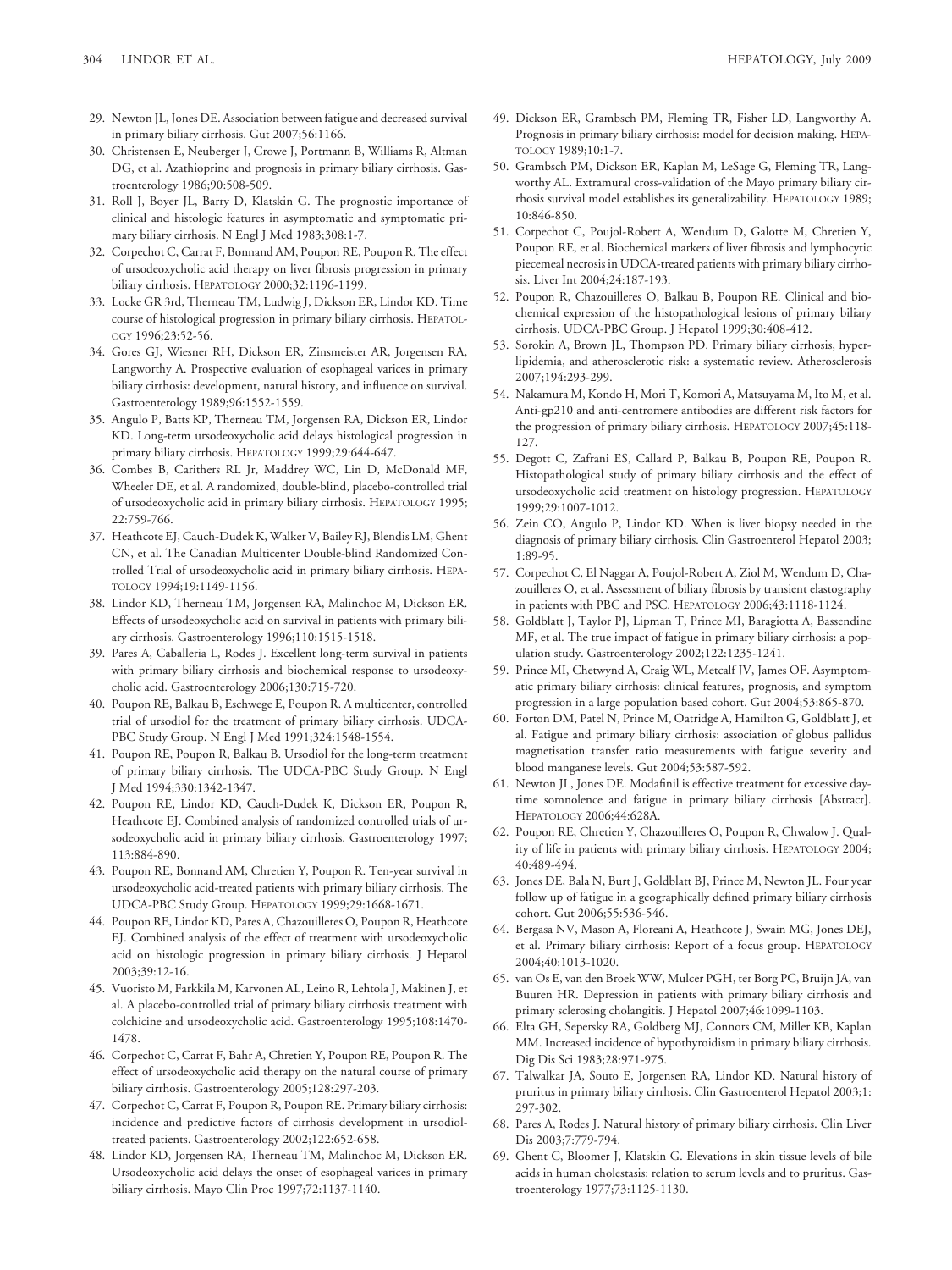29. Newton JL, Jones DE. Association between fatigue and decreased survival in primary biliary cirrhosis. Gut 2007;56:1166.
30. Christensen E, Neuberger J, Crowe J, Portmann B, Williams R, Altman DG, et al. Azathioprine and prognosis in primary biliary cirrhosis. Gastroenterology 1986;90:508-509.
31. Roll J, Boyer JL, Barry D, Klatskin G. The prognostic importance of clinical and histologic features in asymptomatic and symptomatic primary biliary cirrhosis. N Engl J Med 1983;308:1-7.
32. Corpechot C, Carrat F, Bonnand AM, Poupon RE, Poupon R. The effect of ursodeoxycholic acid therapy on liver fibrosis progression in primary biliary cirrhosis. HEPATOLOGY 2000;32:1196-1199.
33. Locke GR 3rd, Therneau TM, Ludwig J, Dickson ER, Lindor KD. Time course of histological progression in primary biliary cirrhosis. HEPATOLOGY 1996;23:52-56.
34. Gores GJ, Wiesner RH, Dickson ER, Zinsmeister AR, Jorgensen RA, Langworthy A. Prospective evaluation of esophageal varices in primary biliary cirrhosis: development, natural history, and influence on survival. Gastroenterology 1989;96:1552-1559.
35. Angulo P, Batts KP, Therneau TM, Jorgensen RA, Dickson ER, Lindor KD. Long-term ursodeoxycholic acid delays histological progression in primary biliary cirrhosis. HEPATOLOGY 1999;29:644-647.
36. Combes B, Carithers RL Jr, Maddrey WC, Lin D, McDonald MF, Wheeler DE, et al. A randomized, double-blind, placebo-controlled trial of ursodeoxycholic acid in primary biliary cirrhosis. HEPATOLOGY 1995; 22:759-766.
37. Heathcote EJ, Cauch-Dudek K, Walker V, Bailey RJ, Blendis LM, Ghent CN, et al. The Canadian Multicenter Double-blind Randomized Controlled Trial of ursodeoxycholic acid in primary biliary cirrhosis. HEPATOLOGY 1994;19:1149-1156.
38. Lindor KD, Therneau TM, Jorgensen RA, Malinchoc M, Dickson ER. Effects of ursodeoxycholic acid on survival in patients with primary biliary cirrhosis. Gastroenterology 1996;110:1515-1518.
39. Pares A, Caballeria L, Rodes J. Excellent long-term survival in patients with primary biliary cirrhosis and biochemical response to ursodeoxycholic acid. Gastroenterology 2006;130:715-720.
40. Poupon RE, Balkau B, Eschwege E, Poupon R. A multicenter, controlled trial of ursodiol for the treatment of primary biliary cirrhosis. UDCA-PBC Study Group. N Engl J Med 1991;324:1548-1554.
41. Poupon RE, Poupon R, Balkau B. Ursodiol for the long-term treatment of primary biliary cirrhosis. The UDCA-PBC Study Group. N Engl J Med 1994;330:1342-1347.
42. Poupon RE, Lindor KD, Cauch-Dudek K, Dickson ER, Poupon R, Heathcote EJ. Combined analysis of randomized controlled trials of ursodeoxycholic acid in primary biliary cirrhosis. Gastroenterology 1997; 113:884-890.
43. Poupon RE, Bonnand AM, Chretien Y, Poupon R. Ten-year survival in ursodeoxycholic acid-treated patients with primary biliary cirrhosis. The UDCA-PBC Study Group. HEPATOLOGY 1999;29:1668-1671.
44. Poupon RE, Lindor KD, Pares A, Chazouilleres O, Poupon R, Heathcote EJ. Combined analysis of the effect of treatment with ursodeoxycholic acid on histologic progression in primary biliary cirrhosis. J Hepatol 2003;39:12-16.
45. Vuoristo M, Farkkila M, Karvonen AL, Leino R, Lehtola J, Makinen J, et al. A placebo-controlled trial of primary biliary cirrhosis treatment with colchicine and ursodeoxycholic acid. Gastroenterology 1995;108:1470-1478.
46. Corpechot C, Carrat F, Bahr A, Chretien Y, Poupon RE, Poupon R. The effect of ursodeoxycholic acid therapy on the natural course of primary biliary cirrhosis. Gastroenterology 2005;128:297-203.
47. Corpechot C, Carrat F, Poupon R, Poupon RE. Primary biliary cirrhosis: incidence and predictive factors of cirrhosis development in ursodiol-treated patients. Gastroenterology 2002;122:652-658.
48. Lindor KD, Jorgensen RA, Therneau TM, Malinchoc M, Dickson ER. Ursodeoxycholic acid delays the onset of esophageal varices in primary biliary cirrhosis. Mayo Clin Proc 1997;72:1137-1140.
49. Dickson ER, Grambsch PM, Fleming TR, Fisher LD, Langworthy A. Prognosis in primary biliary cirrhosis: model for decision making. HEPATOLOGY 1989;10:1-7.
50. Grambsch PM, Dickson ER, Kaplan M, LeSage G, Fleming TR, Langworthy AL. Extramural cross-validation of the Mayo primary biliary cirrhosis survival model establishes its generalizability. HEPATOLOGY 1989; 10:846-850.
51. Corpechot C, Poujol-Robert A, Wendum D, Galotte M, Chretien Y, Poupon RE, et al. Biochemical markers of liver fibrosis and lymphocytic piecemeal necrosis in UDCA-treated patients with primary biliary cirrhosis. Liver Int 2004;24:187-193.
52. Poupon R, Chazouilleres O, Balkau B, Poupon RE. Clinical and biochemical expression of the histopathological lesions of primary biliary cirrhosis. UDCA-PBC Group. J Hepatol 1999;30:408-412.
53. Sorokin A, Brown JL, Thompson PD. Primary biliary cirrhosis, hyperlipidemia, and atherosclerotic risk: a systematic review. Atherosclerosis 2007;194:293-299.
54. Nakamura M, Kondo H, Mori T, Komori A, Matsuyama M, Ito M, et al. Anti-gp210 and anti-centromere antibodies are different risk factors for the progression of primary biliary cirrhosis. HEPATOLOGY 2007;45:118-127.
55. Degott C, Zafrani ES, Callard P, Balkau B, Poupon RE, Poupon R. Histopathological study of primary biliary cirrhosis and the effect of ursodeoxycholic acid treatment on histology progression. HEPATOLOGY 1999;29:1007-1012.
56. Zein CO, Angulo P, Lindor KD. When is liver biopsy needed in the diagnosis of primary biliary cirrhosis. Clin Gastroenterol Hepatol 2003; 1:89-95.
57. Corpechot C, El Naggar A, Poujol-Robert A, Ziol M, Wendum D, Chazouilleres O, et al. Assessment of biliary fibrosis by transient elastography in patients with PBC and PSC. HEPATOLOGY 2006;43:1118-1124.
58. Goldblatt J, Taylor PJ, Lipman T, Prince MI, Baragiotta A, Bassendine MF, et al. The true impact of fatigue in primary biliary cirrhosis: a population study. Gastroenterology 2002;122:1235-1241.
59. Prince MI, Chetwynd A, Craig WL, Metcalf JV, James OF. Asymptomatic primary biliary cirrhosis: clinical features, prognosis, and symptom progression in a large population based cohort. Gut 2004;53:865-870.
60. Forton DM, Patel N, Prince M, Oatridge A, Hamilton G, Goldblatt J, et al. Fatigue and primary biliary cirrhosis: association of globus pallidus magnetisation transfer ratio measurements with fatigue severity and blood manganese levels. Gut 2004;53:587-592.
61. Newton JL, Jones DE. Modafinil is effective treatment for excessive daytime somnolence and fatigue in primary biliary cirrhosis [Abstract]. HEPATOLOGY 2006;44:628A.
62. Poupon RE, Chretien Y, Chazouilleres O, Poupon R, Chwalow J. Quality of life in patients with primary biliary cirrhosis. HEPATOLOGY 2004; 40:489-494.
63. Jones DE, Bala N, Burt J, Goldblatt BJ, Prince M, Newton JL. Four year follow up of fatigue in a geographically defined primary biliary cirrhosis cohort. Gut 2006;55:536-546.
64. Bergasa NV, Mason A, Floreani A, Heathcote J, Swain MG, Jones DEJ, et al. Primary biliary cirrhosis: Report of a focus group. HEPATOLOGY 2004;40:1013-1020.
65. van Os E, van den Broek WW, Mulcer PGH, ter Borg PC, Bruijn JA, van Buuren HR. Depression in patients with primary biliary cirrhosis and primary sclerosing cholangitis. J Hepatol 2007;46:1099-1103.
66. Elta GH, Sepersky RA, Goldberg MJ, Connors CM, Miller KB, Kaplan MM. Increased incidence of hypothyroidism in primary biliary cirrhosis. Dig Dis Sci 1983;28:971-975.
67. Talwalkar JA, Souto E, Jorgensen RA, Lindor KD. Natural history of pruritus in primary biliary cirrhosis. Clin Gastroenterol Hepatol 2003;1: 297-302.
68. Pares A, Rodes J. Natural history of primary biliary cirrhosis. Clin Liver Dis 2003;7:779-794.
69. Ghent C, Bloomer J, Klatskin G. Elevations in skin tissue levels of bile acids in human cholestasis: relation to serum levels and to pruritus. Gastroenterology 1977;73:1125-1130.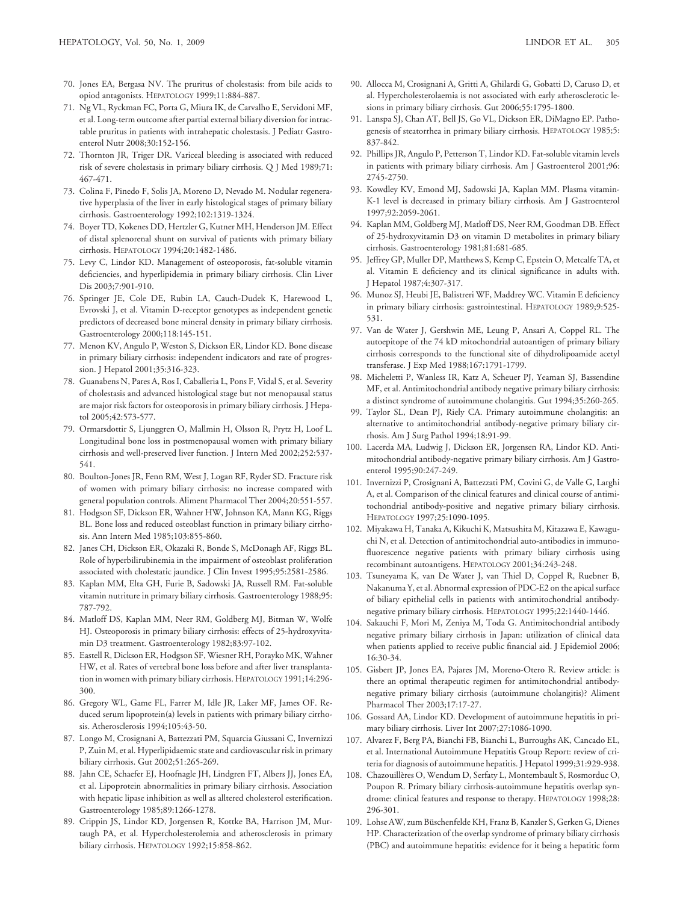70. Jones EA, Bergasa NV. The pruritus of cholestasis: from bile acids to opiod antagonists. HEPATOLOGY 1999;11:884-887.
71. Ng VL, Ryckman FC, Porta G, Miura IK, de Carvalho E, Servidoni MF, et al. Long-term outcome after partial external biliary diversion for intractable pruritus in patients with intrahepatic cholestasis. J Pediatr Gastroenterol Nutr 2008;30:152-156.
72. Thornton JR, Triger DR. Variceal bleeding is associated with reduced risk of severe cholestasis in primary biliary cirrhosis. Q J Med 1989;71: 467-471.
73. Colina F, Pinedo F, Solis JA, Moreno D, Nevado M. Nodular regenerative hyperplasia of the liver in early histological stages of primary biliary cirrhosis. Gastroenterology 1992;102:1319-1324.
74. Boyer TD, Kokenes DD, Hertzler G, Kutner MH, Henderson JM. Effect of distal splenorenal shunt on survival of patients with primary biliary cirrhosis. HEPATOLOGY 1994;20:1482-1486.
75. Levy C, Lindor KD. Management of osteoporosis, fat-soluble vitamin deficiencies, and hyperlipidemia in primary biliary cirrhosis. Clin Liver Dis 2003;7:901-910.
76. Springer JE, Cole DE, Rubin LA, Cauch-Dudek K, Harewood L, Evrovski J, et al. Vitamin D-receptor genotypes as independent genetic predictors of decreased bone mineral density in primary biliary cirrhosis. Gastroenterology 2000;118:145-151.
77. Menon KV, Angulo P, Weston S, Dickson ER, Lindor KD. Bone disease in primary biliary cirrhosis: independent indicators and rate of progression. J Hepatol 2001;35:316-323.
78. Guanabens N, Pares A, Ros I, Caballeria L, Pons F, Vidal S, et al. Severity of cholestasis and advanced histological stage but not menopausal status are major risk factors for osteoporosis in primary biliary cirrhosis. J Hepatol 2005;42:573-577.
79. Ormarsdottir S, Ljunggren O, Mallmin H, Olsson R, Prytz H, Loof L. Longitudinal bone loss in postmenopausal women with primary biliary cirrhosis and well-preserved liver function. J Intern Med 2002;252:537-541.
80. Boulton-Jones JR, Fenn RM, West J, Logan RF, Ryder SD. Fracture risk of women with primary biliary cirrhosis: no increase compared with general population controls. Aliment Pharmacol Ther 2004;20:551-557.
81. Hodgson SF, Dickson ER, Wahner HW, Johnson KA, Mann KG, Riggs BL. Bone loss and reduced osteoblast function in primary biliary cirrhosis. Ann Intern Med 1985;103:855-860.
82. Janes CH, Dickson ER, Okazaki R, Bonde S, McDonagh AF, Riggs BL. Role of hyperbilirubinemia in the impairment of osteoblast proliferation associated with cholestatic jaundice. J Clin Invest 1995;95:2581-2586.
83. Kaplan MM, Elta GH, Furie B, Sadowski JA, Russell RM. Fat-soluble vitamin nutriture in primary biliary cirrhosis. Gastroenterology 1988;95: 787-792.
84. Matloff DS, Kaplan MM, Neer RM, Goldberg MJ, Bitman W, Wolfe HJ. Osteoporosis in primary biliary cirrhosis: effects of 25-hydroxyvitamin D3 treatment. Gastroenterology 1982;83:97-102.
85. Eastell R, Dickson ER, Hodgson SF, Wiesner RH, Porayko MK, Wahner HW, et al. Rates of vertebral bone loss before and after liver transplantation in women with primary biliary cirrhosis. HEPATOLOGY 1991;14:296-300.
86. Gregory WL, Game FL, Farrer M, Idle JR, Laker MF, James OF. Reduced serum lipoprotein(a) levels in patients with primary biliary cirrhosis. Atherosclerosis 1994;105:43-50.
87. Longo M, Crosignani A, Battezzati PM, Squarcia Giussani C, Invernizzi P, Zuin M, et al. Hyperlipidaemic state and cardiovascular risk in primary biliary cirrhosis. Gut 2002;51:265-269.
88. Jahn CE, Schaefer EJ, Hoofnagle JH, Lindgren FT, Albers JJ, Jones EA, et al. Lipoprotein abnormalities in primary biliary cirrhosis. Association with hepatic lipase inhibition as well as alltered cholesterol esterification. Gastroenterology 1985;89:1266-1278.
89. Crippin JS, Lindor KD, Jorgensen R, Kottke BA, Harrison JM, Murtaugh PA, et al. Hypercholesterolemia and atherosclerosis in primary biliary cirrhosis. HEPATOLOGY 1992;15:858-862.
90. Allocca M, Crosignani A, Gritti A, Ghilardi G, Gobatti D, Caruso D, et al. Hypercholesterolaemia is not associated with early atherosclerotic lesions in primary biliary cirrhosis. Gut 2006;55:1795-1800.
91. Lanspa SJ, Chan AT, Bell JS, Go VL, Dickson ER, DiMagno EP. Pathogenesis of steatorrhea in primary biliary cirrhosis. HEPATOLOGY 1985;5: 837-842.
92. Phillips JR, Angulo P, Petterson T, Lindor KD. Fat-soluble vitamin levels in patients with primary biliary cirrhosis. Am J Gastroenterol 2001;96: 2745-2750.
93. Kowdley KV, Emond MJ, Sadowski JA, Kaplan MM. Plasma vitamin-K-1 level is decreased in primary biliary cirrhosis. Am J Gastroenterol 1997;92:2059-2061.
94. Kaplan MM, Goldberg MJ, Matloff DS, Neer RM, Goodman DB. Effect of 25-hydroxyvitamin D3 on vitamin D metabolites in primary biliary cirrhosis. Gastroenterology 1981;81:681-685.
95. Jeffrey GP, Muller DP, Matthews S, Kemp C, Epstein O, Metcalfe TA, et al. Vitamin E deficiency and its clinical significance in adults with. J Hepatol 1987;4:307-317.
96. Munoz SJ, Heubi JE, Balistreri WF, Maddrey WC. Vitamin E deficiency in primary biliary cirrhosis: gastrointestinal. HEPATOLOGY 1989;9:525-531.
97. Van de Water J, Gershwin ME, Leung P, Ansari A, Coppel RL. The autoepitope of the 74 kD mitochondrial autoantigen of primary biliary cirrhosis corresponds to the functional site of dihydrolipoamide acetyl transferase. J Exp Med 1988;167:1791-1799.
98. Micheletti P, Wanless IR, Katz A, Scheuer PJ, Yeaman SJ, Bassendine MF, et al. Antimitochondrial antibody negative primary biliary cirrhosis: a distinct syndrome of autoimmune cholangitis. Gut 1994;35:260-265.
99. Taylor SL, Dean PJ, Riely CA. Primary autoimmune cholangitis: an alternative to antimitochondrial antibody-negative primary biliary cirrhosis. Am J Surg Pathol 1994;18:91-99.
100. Lacerda MA, Ludwig J, Dickson ER, Jorgensen RA, Lindor KD. Antimitochondrial antibody-negative primary biliary cirrhosis. Am J Gastroenterol 1995;90:247-249.
101. Invernizzi P, Crosignani A, Battezzati PM, Covini G, de Valle G, Larghi A, et al. Comparison of the clinical features and clinical course of antimitochondrial antibody-positive and negative primary biliary cirrhosis. HEPATOLOGY 1997;25:1090-1095.
102. Miyakawa H, Tanaka A, Kikuchi K, Matsushita M, Kitazawa E, Kawaguchi N, et al. Detection of antimitochondrial auto-antibodies in immunofluorescence negative patients with primary biliary cirrhosis using recombinant autoantigens. HEPATOLOGY 2001;34:243-248.
103. Tsuneyama K, van De Water J, van Thiel D, Coppel R, Ruebner B, Nakanuma Y, et al. Abnormal expression of PDC-E2 on the apical surface of biliary epithelial cells in patients with antimitochondrial antibody-negative primary biliary cirrhosis. HEPATOLOGY 1995;22:1440-1446.
104. Sakauchi F, Mori M, Zeniya M, Toda G. Antimitochondrial antibody negative primary biliary cirrhosis in Japan: utilization of clinical data when patients applied to receive public financial aid. J Epidemiol 2006; 16:30-34.
105. Gisbert JP, Jones EA, Pajares JM, Moreno-Otero R. Review article: is there an optimal therapeutic regimen for antimitochondrial antibody-negative primary biliary cirrhosis (autoimmune cholangitis)? Aliment Pharmacol Ther 2003;17:17-27.
106. Gossard AA, Lindor KD. Development of autoimmune hepatitis in primary biliary cirrhosis. Liver Int 2007;27:1086-1090.
107. Alvarez F, Berg PA, Bianchi FB, Bianchi L, Burroughs AK, Cancado EL, et al. International Autoimmune Hepatitis Group Report: review of criteria for diagnosis of autoimmune hepatitis. J Hepatol 1999;31:929-938.
108. Chazouillères O, Wendum D, Serfaty L, Montembault S, Rosmorduc O, Poupon R. Primary biliary cirrhosis-autoimmune hepatitis overlap syndrome: clinical features and response to therapy. HEPATOLOGY 1998;28: 296-301.
109. Lohse AW, zum Büschenfelde KH, Franz B, Kanzler S, Gerken G, Dienes HP. Characterization of the overlap syndrome of primary biliary cirrhosis (PBC) and autoimmune hepatitis: evidence for it being a hepatitic form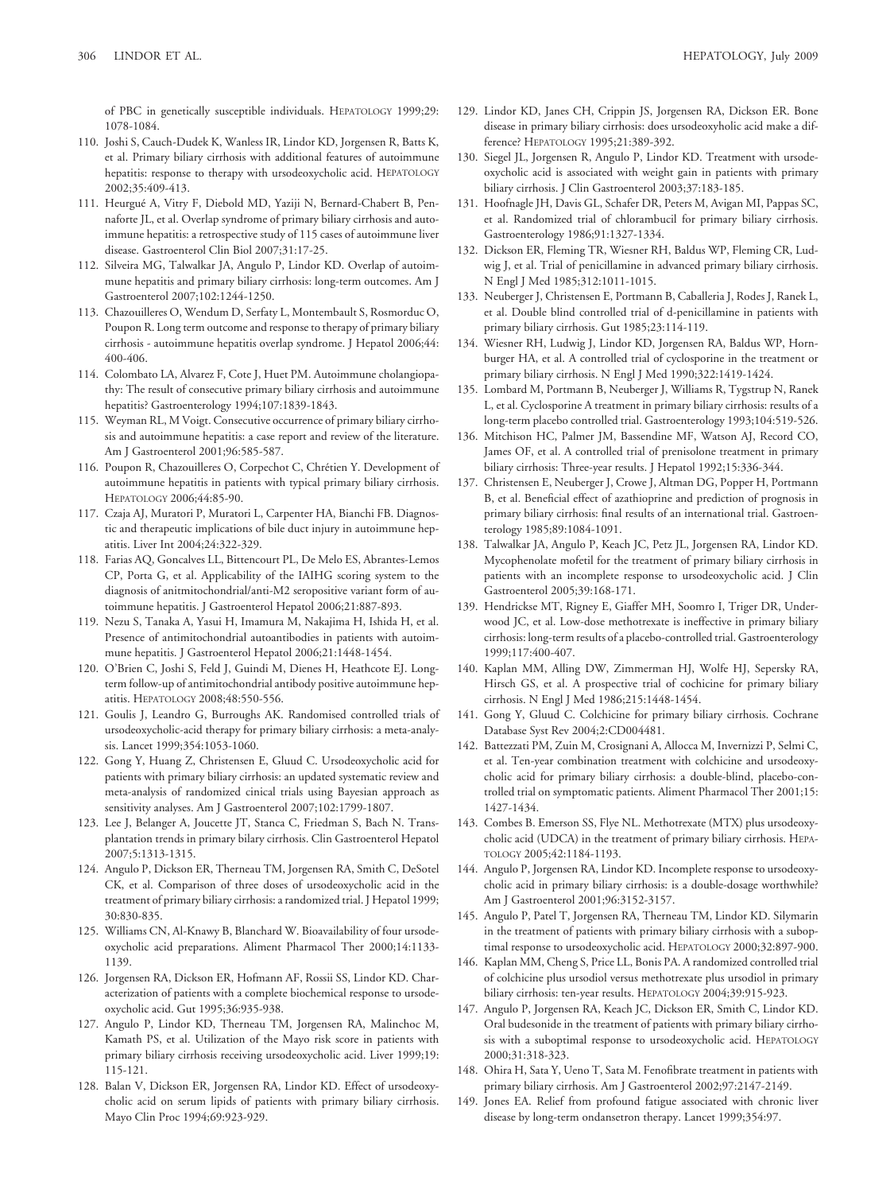of PBC in genetically susceptible individuals. HEPATOLOGY 1999;29: 1078-1084.

110. Joshi S, Cauch-Dudek K, Wanless IR, Lindor KD, Jorgensen R, Batts K, et al. Primary biliary cirrhosis with additional features of autoimmune hepatitis: response to therapy with ursodeoxycholic acid. HEPATOLOGY 2002;35:409-413.
111. Heurgué A, Vitry F, Diebold MD, Yaziji N, Bernard-Chabert B, Pennaforte JL, et al. Overlap syndrome of primary biliary cirrhosis and autoimmune hepatitis: a retrospective study of 115 cases of autoimmune liver disease. Gastroenterol Clin Biol 2007;31:17-25.
112. Silveira MG, Talwalkar JA, Angulo P, Lindor KD. Overlap of autoimmune hepatitis and primary biliary cirrhosis: long-term outcomes. Am J Gastroenterol 2007;102:1244-1250.
113. Chazouilleres O, Wendum D, Serfaty L, Montembault S, Rosmorduc O, Poupon R. Long term outcome and response to therapy of primary biliary cirrhosis - autoimmune hepatitis overlap syndrome. J Hepatol 2006;44: 400-406.
114. Colombato LA, Alvarez F, Cote J, Huet PM. Autoimmune cholangiopathy: The result of consecutive primary biliary cirrhosis and autoimmune hepatitis? Gastroenterology 1994;107:1839-1843.
115. Weyman RL, M Voigt. Consecutive occurrence of primary biliary cirrhosis and autoimmune hepatitis: a case report and review of the literature. Am J Gastroenterol 2001;96:585-587.
116. Poupon R, Chazouilleres O, Corpechot C, Chrétien Y. Development of autoimmune hepatitis in patients with typical primary biliary cirrhosis. HEPATOLOGY 2006;44:85-90.
117. Czaja AJ, Muratori P, Muratori L, Carpenter HA, Bianchi FB. Diagnostic and therapeutic implications of bile duct injury in autoimmune hepatitis. Liver Int 2004;24:322-329.
118. Farias AQ, Goncalves LL, Bittencourt PL, De Melo ES, Abrantes-Lemos CP, Porta G, et al. Applicability of the IAIHG scoring system to the diagnosis of anitmitochondrial/anti-M2 seropositive variant form of autoimmune hepatitis. J Gastroenterol Hepatol 2006;21:887-893.
119. Nezu S, Tanaka A, Yasui H, Imamura M, Nakajima H, Ishida H, et al. Presence of antimitochondrial autoantibodies in patients with autoimmune hepatitis. J Gastroenterol Hepatol 2006;21:1448-1454.
120. O'Brien C, Joshi S, Feld J, Guindi M, Dienes H, Heathcote EJ. Long-term follow-up of antimitochondrial antibody positive autoimmune hepatitis. HEPATOLOGY 2008;48:550-556.
121. Goulis J, Leandro G, Burroughs AK. Randomised controlled trials of ursodeoxycholic-acid therapy for primary biliary cirrhosis: a meta-analysis. Lancet 1999;354:1053-1060.
122. Gong Y, Huang Z, Christensen E, Gluud C. Ursodeoxycholic acid for patients with primary biliary cirrhosis: an updated systematic review and meta-analysis of randomized cinical trials using Bayesian approach as sensitivity analyses. Am J Gastroenterol 2007;102:1799-1807.
123. Lee J, Belanger A, Joucette JT, Stanca C, Friedman S, Bach N. Transplantation trends in primary bilary cirrhosis. Clin Gastroenterol Hepatol 2007;5:1313-1315.
124. Angulo P, Dickson ER, Therneau TM, Jorgensen RA, Smith C, DeSotel CK, et al. Comparison of three doses of ursodeoxycholic acid in the treatment of primary biliary cirrhosis: a randomized trial. J Hepatol 1999; 30:830-835.
125. Williams CN, Al-Knawy B, Blanchard W. Bioavailability of four ursodeoxycholic acid preparations. Aliment Pharmacol Ther 2000;14:1133-1139.
126. Jorgensen RA, Dickson ER, Hofmann AF, Rossii SS, Lindor KD. Characterization of patients with a complete biochemical response to ursodeoxycholic acid. Gut 1995;36:935-938.
127. Angulo P, Lindor KD, Therneau TM, Jorgensen RA, Malinchoc M, Kamath PS, et al. Utilization of the Mayo risk score in patients with primary biliary cirrhosis receiving ursodeoxycholic acid. Liver 1999;19: 115-121.
128. Balan V, Dickson ER, Jorgensen RA, Lindor KD. Effect of ursodeoxycholic acid on serum lipids of patients with primary biliary cirrhosis. Mayo Clin Proc 1994;69:923-929.
129. Lindor KD, Janes CH, Crippin JS, Jorgensen RA, Dickson ER. Bone disease in primary biliary cirrhosis: does ursodeoxyholic acid make a difference? HEPATOLOGY 1995;21:389-392.
130. Siegel JL, Jorgensen R, Angulo P, Lindor KD. Treatment with ursodeoxycholic acid is associated with weight gain in patients with primary biliary cirrhosis. J Clin Gastroenterol 2003;37:183-185.
131. Hoofnagle JH, Davis GL, Schafer DR, Peters M, Avigan MI, Pappas SC, et al. Randomized trial of chlorambucil for primary biliary cirrhosis. Gastroenterology 1986;91:1327-1334.
132. Dickson ER, Fleming TR, Wiesner RH, Baldus WP, Fleming CR, Ludwig J, et al. Trial of penicillamine in advanced primary biliary cirrhosis. N Engl J Med 1985;312:1011-1015.
133. Neuberger J, Christensen E, Portmann B, Caballeria J, Rodes J, Ranek L, et al. Double blind controlled trial of d-penicillamine in patients with primary biliary cirrhosis. Gut 1985;23:114-119.
134. Wiesner RH, Ludwig J, Lindor KD, Jorgensen RA, Baldus WP, Hornburger HA, et al. A controlled trial of cyclosporine in the treatment or primary biliary cirrhosis. N Engl J Med 1990;322:1419-1424.
135. Lombard M, Portmann B, Neuberger J, Williams R, Tygstrup N, Ranek L, et al. Cyclosporine A treatment in primary biliary cirrhosis: results of a long-term placebo controlled trial. Gastroenterology 1993;104:519-526.
136. Mitchison HC, Palmer JM, Bassendine MF, Watson AJ, Record CO, James OF, et al. A controlled trial of prenisolone treatment in primary biliary cirrhosis: Three-year results. J Hepatol 1992;15:336-344.
137. Christensen E, Neuberger J, Crowe J, Altman DG, Popper H, Portmann B, et al. Beneficial effect of azathioprine and prediction of prognosis in primary biliary cirrhosis: final results of an international trial. Gastroenterology 1985;89:1084-1091.
138. Talwalkar JA, Angulo P, Keach JC, Petz JL, Jorgensen RA, Lindor KD. Mycophenolate mofetil for the treatment of primary biliary cirrhosis in patients with an incomplete response to ursodeoxycholic acid. J Clin Gastroenterol 2005;39:168-171.
139. Hendrickse MT, Rigney E, Giaffer MH, Soomro I, Triger DR, Underwood JC, et al. Low-dose methotrexate is ineffective in primary biliary cirrhosis: long-term results of a placebo-controlled trial. Gastroenterology 1999;117:400-407.
140. Kaplan MM, Alling DW, Zimmerman HJ, Wolfe HJ, Sepersky RA, Hirsch GS, et al. A prospective trial of cochicine for primary biliary cirrhosis. N Engl J Med 1986;215:1448-1454.
141. Gong Y, Gluud C. Colchicine for primary biliary cirrhosis. Cochrane Database Syst Rev 2004;2:CD004481.
142. Battezzati PM, Zuin M, Crosignani A, Allocca M, Invernizzi P, Selmi C, et al. Ten-year combination treatment with colchicine and ursodeoxycholic acid for primary biliary cirrhosis: a double-blind, placebo-controlled trial on symptomatic patients. Aliment Pharmacol Ther 2001;15: 1427-1434.
143. Combes B. Emerson SS, Flye NL. Methotrexate (MTX) plus ursodeoxycholic acid (UDCA) in the treatment of primary biliary cirrhosis. HEPATOLOGY 2005;42:1184-1193.
144. Angulo P, Jorgensen RA, Lindor KD. Incomplete response to ursodeoxycholic acid in primary biliary cirrhosis: is a double-dosage worthwhile? Am J Gastroenterol 2001;96:3152-3157.
145. Angulo P, Patel T, Jorgensen RA, Therneau TM, Lindor KD. Silymarin in the treatment of patients with primary biliary cirrhosis with a suboptimal response to ursodeoxycholic acid. HEPATOLOGY 2000;32:897-900.
146. Kaplan MM, Cheng S, Price LL, Bonis PA. A randomized controlled trial of colchicine plus ursodiol versus methotrexate plus ursodiol in primary biliary cirrhosis: ten-year results. HEPATOLOGY 2004;39:915-923.
147. Angulo P, Jorgensen RA, Keach JC, Dickson ER, Smith C, Lindor KD. Oral budesonide in the treatment of patients with primary biliary cirrhosis with a suboptimal response to ursodeoxycholic acid. HEPATOLOGY 2000;31:318-323.
148. Ohira H, Sata Y, Ueno T, Sata M. Fenofibrate treatment in patients with primary biliary cirrhosis. Am J Gastroenterol 2002;97:2147-2149.
149. Jones EA. Relief from profound fatigue associated with chronic liver disease by long-term ondansetron therapy. Lancet 1999;354:97.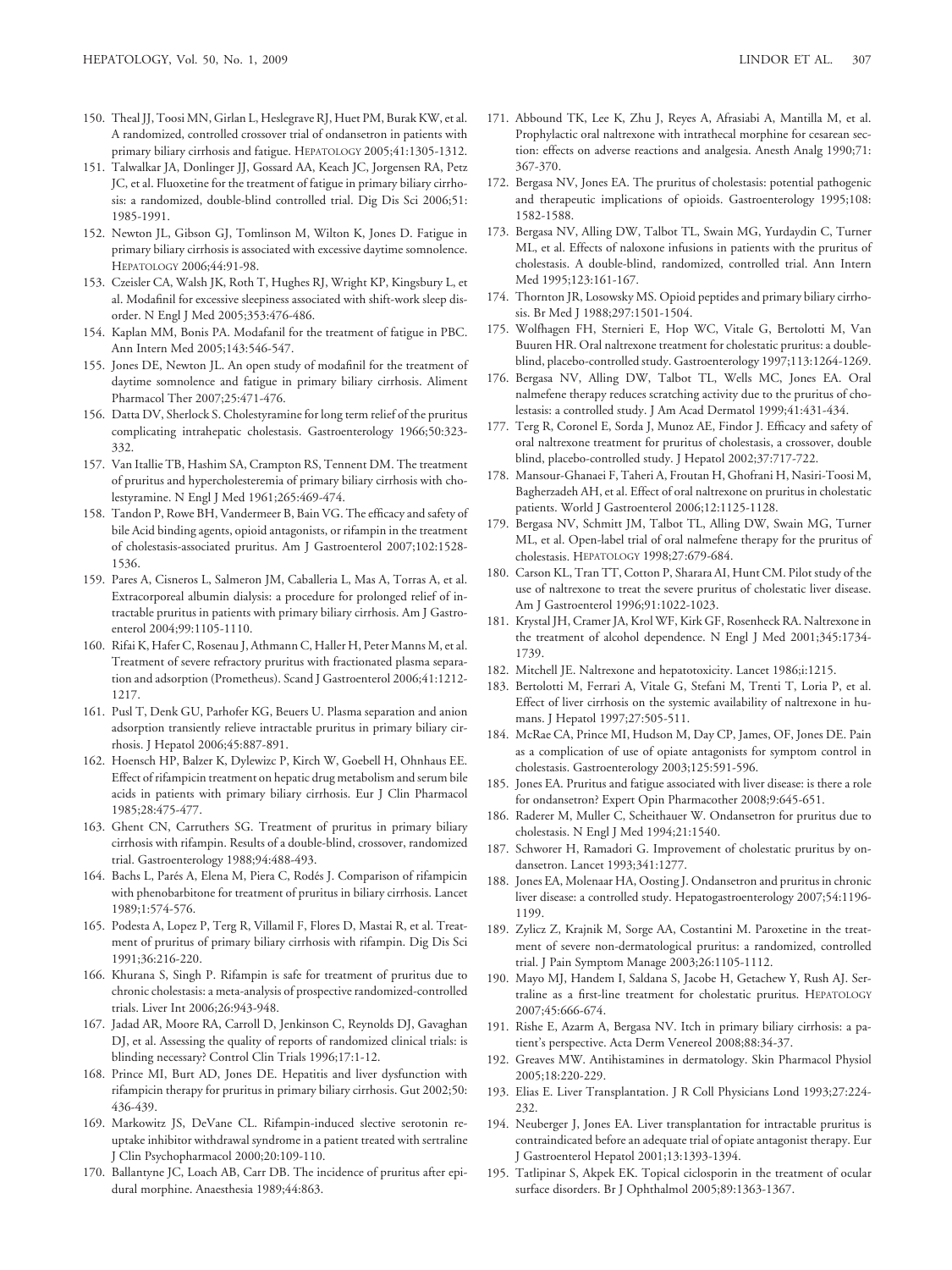150. Theal JJ, Toosi MN, Girlan L, Heslegrave RJ, Huet PM, Burak KW, et al. A randomized, controlled crossover trial of ondansetron in patients with primary biliary cirrhosis and fatigue. HEPATOLOGY 2005;41:1305-1312.
151. Talwalkar JA, Donlinger JJ, Gossard AA, Keach JC, Jorgensen RA, Petz JC, et al. Fluoxetine for the treatment of fatigue in primary biliary cirrhosis: a randomized, double-blind controlled trial. Dig Dis Sci 2006;51: 1985-1991.
152. Newton JL, Gibson GJ, Tomlinson M, Wilton K, Jones D. Fatigue in primary biliary cirrhosis is associated with excessive daytime somnolence. HEPATOLOGY 2006;44:91-98.
153. Czeisler CA, Walsh JK, Roth T, Hughes RJ, Wright KP, Kingsbury L, et al. Modafinil for excessive sleepiness associated with shift-work sleep disorder. N Engl J Med 2005;353:476-486.
154. Kaplan MM, Bonis PA. Modafanil for the treatment of fatigue in PBC. Ann Intern Med 2005;143:546-547.
155. Jones DE, Newton JL. An open study of modafinil for the treatment of daytime somnolence and fatigue in primary biliary cirrhosis. Aliment Pharmacol Ther 2007;25:471-476.
156. Datta DV, Sherlock S. Cholestyramine for long term relief of the pruritus complicating intrahepatic cholestasis. Gastroenterology 1966;50:323-332.
157. Van Itallie TB, Hashim SA, Crampton RS, Tennent DM. The treatment of pruritus and hypercholesteremia of primary biliary cirrhosis with cholestyramine. N Engl J Med 1961;265:469-474.
158. Tandon P, Rowe BH, Vandermeer B, Bain VG. The efficacy and safety of bile Acid binding agents, opioid antagonists, or rifampin in the treatment of cholestasis-associated pruritus. Am J Gastroenterol 2007;102:1528-1536.
159. Pares A, Cisneros L, Salmeron JM, Caballeria L, Mas A, Torras A, et al. Extracorporeal albumin dialysis: a procedure for prolonged relief of intractable pruritus in patients with primary biliary cirrhosis. Am J Gastroenterol 2004;99:1105-1110.
160. Rifai K, Hafer C, Rosenau J, Athmann C, Haller H, Peter Manns M, et al. Treatment of severe refractory pruritus with fractionated plasma separation and adsorption (Prometheus). Scand J Gastroenterol 2006;41:1212-1217.
161. Pusl T, Denk GU, Parhofer KG, Beuers U. Plasma separation and anion adsorption transiently relieve intractable pruritus in primary biliary cirrhosis. J Hepatol 2006;45:887-891.
162. Hoensch HP, Balzer K, Dylewizc P, Kirch W, Goebell H, Ohnhaus EE. Effect of rifampicin treatment on hepatic drug metabolism and serum bile acids in patients with primary biliary cirrhosis. Eur J Clin Pharmacol 1985;28:475-477.
163. Ghent CN, Carruthers SG. Treatment of pruritus in primary biliary cirrhosis with rifampin. Results of a double-blind, crossover, randomized trial. Gastroenterology 1988;94:488-493.
164. Bachs L, Parés A, Elena M, Piera C, Rodés J. Comparison of rifampicin with phenobarbitone for treatment of pruritus in biliary cirrhosis. Lancet 1989;1:574-576.
165. Podesta A, Lopez P, Terg R, Villamil F, Flores D, Mastai R, et al. Treatment of pruritus of primary biliary cirrhosis with rifampin. Dig Dis Sci 1991;36:216-220.
166. Khurana S, Singh P. Rifampin is safe for treatment of pruritus due to chronic cholestasis: a meta-analysis of prospective randomized-controlled trials. Liver Int 2006;26:943-948.
167. Jadad AR, Moore RA, Carroll D, Jenkinson C, Reynolds DJ, Gavaghan DJ, et al. Assessing the quality of reports of randomized clinical trials: is blinding necessary? Control Clin Trials 1996;17:1-12.
168. Prince MI, Burt AD, Jones DE. Hepatitis and liver dysfunction with rifampicin therapy for pruritus in primary biliary cirrhosis. Gut 2002;50: 436-439.
169. Markowitz JS, DeVane CL. Rifampin-induced slective serotonin reuptake inhibitor withdrawal syndrome in a patient treated with sertraline J Clin Psychopharmacol 2000;20:109-110.
170. Ballantyne JC, Loach AB, Carr DB. The incidence of pruritus after epidural morphine. Anaesthesia 1989;44:863.
171. Abbound TK, Lee K, Zhu J, Reyes A, Afrasiabi A, Mantilla M, et al. Prophylactic oral naltrexone with intrathecal morphine for cesarean section: effects on adverse reactions and analgesia. Anesth Analg 1990;71: 367-370.
172. Bergasa NV, Jones EA. The pruritus of cholestasis: potential pathogenic and therapeutic implications of opioids. Gastroenterology 1995;108: 1582-1588.
173. Bergasa NV, Alling DW, Talbot TL, Swain MG, Yurdaydin C, Turner ML, et al. Effects of naloxone infusions in patients with the pruritus of cholestasis. A double-blind, randomized, controlled trial. Ann Intern Med 1995;123:161-167.
174. Thornton JR, Losowsky MS. Opioid peptides and primary biliary cirrhosis. Br Med J 1988;297:1501-1504.
175. Wolfhagen FH, Sternieri E, Hop WC, Vitale G, Bertolotti M, Van Buuren HR. Oral naltrexone treatment for cholestatic pruritus: a double-blind, placebo-controlled study. Gastroenterology 1997;113:1264-1269.
176. Bergasa NV, Alling DW, Talbot TL, Wells MC, Jones EA. Oral nalmefene therapy reduces scratching activity due to the pruritus of cholestasis: a controlled study. J Am Acad Dermatol 1999;41:431-434.
177. Terg R, Coronel E, Sorda J, Munoz AE, Findor J. Efficacy and safety of oral naltrexone treatment for pruritus of cholestasis, a crossover, double blind, placebo-controlled study. J Hepatol 2002;37:717-722.
178. Mansour-Ghanaei F, Taheri A, Froutan H, Ghofrani H, Nasiri-Toosi M, Bagherzadeh AH, et al. Effect of oral naltrexone on pruritus in cholestatic patients. World J Gastroenterol 2006;12:1125-1128.
179. Bergasa NV, Schmitt JM, Talbot TL, Alling DW, Swain MG, Turner ML, et al. Open-label trial of oral nalmefene therapy for the pruritus of cholestasis. HEPATOLOGY 1998;27:679-684.
180. Carson KL, Tran TT, Cotton P, Sharara AI, Hunt CM. Pilot study of the use of naltrexone to treat the severe pruritus of cholestatic liver disease. Am J Gastroenterol 1996;91:1022-1023.
181. Krystal JH, Cramer JA, Krol WF, Kirk GF, Rosenheck RA. Naltrexone in the treatment of alcohol dependence. N Engl J Med 2001;345:1734-1739.
182. Mitchell JE. Naltrexone and hepatotoxicity. Lancet 1986;i:1215.
183. Bertolotti M, Ferrari A, Vitale G, Stefani M, Trenti T, Loria P, et al. Effect of liver cirrhosis on the systemic availability of naltrexone in humans. J Hepatol 1997;27:505-511.
184. McRae CA, Prince MI, Hudson M, Day CP, James, OF, Jones DE. Pain as a complication of use of opiate antagonists for symptom control in cholestasis. Gastroenterology 2003;125:591-596.
185. Jones EA. Pruritus and fatigue associated with liver disease: is there a role for ondansetron? Expert Opin Pharmacother 2008;9:645-651.
186. Raderer M, Muller C, Scheithauer W. Ondansetron for pruritus due to cholestasis. N Engl J Med 1994;21:1540.
187. Schworer H, Ramadori G. Improvement of cholestatic pruritus by ondansetron. Lancet 1993;341:1277.
188. Jones EA, Molenaar HA, Oosting J. Ondansetron and pruritus in chronic liver disease: a controlled study. Hepatogastroenterology 2007;54:1196-1199.
189. Zylicz Z, Krajnik M, Sorge AA, Costantini M. Paroxetine in the treatment of severe non-dermatological pruritus: a randomized, controlled trial. J Pain Symptom Manage 2003;26:1105-1112.
190. Mayo MJ, Handem I, Saldana S, Jacobe H, Getachew Y, Rush AJ. Sertraline as a first-line treatment for cholestatic pruritus. HEPATOLOGY 2007;45:666-674.
191. Rishe E, Azarm A, Bergasa NV. Itch in primary biliary cirrhosis: a patient's perspective. Acta Derm Venereol 2008;88:34-37.
192. Greaves MW. Antihistamines in dermatology. Skin Pharmacol Physiol 2005;18:220-229.
193. Elias E. Liver Transplantation. J R Coll Physicians Lond 1993;27:224-232.
194. Neuberger J, Jones EA. Liver transplantation for intractable pruritus is contraindicated before an adequate trial of opiate antagonist therapy. Eur J Gastroenterol Hepatol 2001;13:1393-1394.
195. Tatlipinar S, Akpek EK. Topical ciclosporin in the treatment of ocular surface disorders. Br J Ophthalmol 2005;89:1363-1367.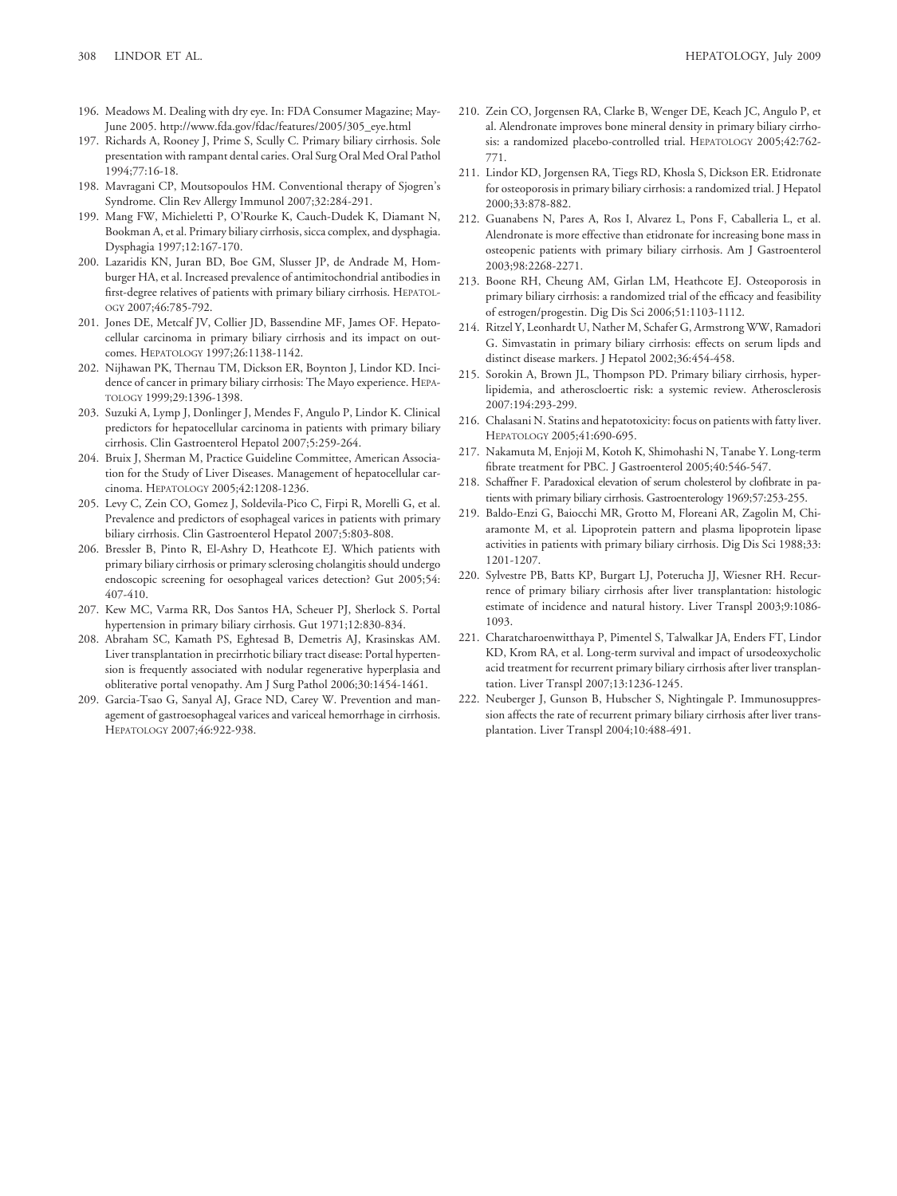196. Meadows M. Dealing with dry eye. In: FDA Consumer Magazine; May-June 2005. http://www.fda.gov/fdac/features/2005/305_eye.html
197. Richards A, Rooney J, Prime S, Scully C. Primary biliary cirrhosis. Sole presentation with rampant dental caries. Oral Surg Oral Med Oral Pathol 1994;77:16-18.
198. Mavragani CP, Moutsopoulos HM. Conventional therapy of Sjogren's Syndrome. Clin Rev Allergy Immunol 2007;32:284-291.
199. Mang FW, Michieletti P, O'Rourke K, Cauch-Dudek K, Diamant N, Bookman A, et al. Primary biliary cirrhosis, sicca complex, and dysphagia. Dysphagia 1997;12:167-170.
200. Lazaridis KN, Juran BD, Boe GM, Slusser JP, de Andrade M, Homburger HA, et al. Increased prevalence of antimitochondrial antibodies in first-degree relatives of patients with primary biliary cirrhosis. HEPATOLOGY 2007;46:785-792.
201. Jones DE, Metcalf JV, Collier JD, Bassendine MF, James OF. Hepatocellular carcinoma in primary biliary cirrhosis and its impact on outcomes. HEPATOLOGY 1997;26:1138-1142.
202. Nijhawan PK, Thernau TM, Dickson ER, Boynton J, Lindor KD. Incidence of cancer in primary biliary cirrhosis: The Mayo experience. HEPATOLOGY 1999;29:1396-1398.
203. Suzuki A, Lymp J, Donlinger J, Mendes F, Angulo P, Lindor K. Clinical predictors for hepatocellular carcinoma in patients with primary biliary cirrhosis. Clin Gastroenterol Hepatol 2007;5:259-264.
204. Bruix J, Sherman M, Practice Guideline Committee, American Association for the Study of Liver Diseases. Management of hepatocellular carcinoma. HEPATOLOGY 2005;42:1208-1236.
205. Levy C, Zein CO, Gomez J, Soldevila-Pico C, Firpi R, Morelli G, et al. Prevalence and predictors of esophageal varices in patients with primary biliary cirrhosis. Clin Gastroenterol Hepatol 2007;5:803-808.
206. Bressler B, Pinto R, El-Ashry D, Heathcote EJ. Which patients with primary biliary cirrhosis or primary sclerosing cholangitis should undergo endoscopic screening for oesophageal varices detection? Gut 2005;54:407-410.
207. Kew MC, Varma RR, Dos Santos HA, Scheuer PJ, Sherlock S. Portal hypertension in primary biliary cirrhosis. Gut 1971;12:830-834.
208. Abraham SC, Kamath PS, Eghtesad B, Demetris AJ, Krasinskas AM. Liver transplantation in precirrhotic biliary tract disease: Portal hypertension is frequently associated with nodular regenerative hyperplasia and obliterative portal venopathy. Am J Surg Pathol 2006;30:1454-1461.
209. Garcia-Tsao G, Sanyal AJ, Grace ND, Carey W. Prevention and management of gastroesophageal varices and variceal hemorrhage in cirrhosis. HEPATOLOGY 2007;46:922-938.
210. Zein CO, Jorgensen RA, Clarke B, Wenger DE, Keach JC, Angulo P, et al. Alendronate improves bone mineral density in primary biliary cirrhosis: a randomized placebo-controlled trial. HEPATOLOGY 2005;42:762-771.
211. Lindor KD, Jorgensen RA, Tiegs RD, Khosla S, Dickson ER. Etidronate for osteoporosis in primary biliary cirrhosis: a randomized trial. J Hepatol 2000;33:878-882.
212. Guanabens N, Pares A, Ros I, Alvarez L, Pons F, Caballeria L, et al. Alendronate is more effective than etidronate for increasing bone mass in osteopenic patients with primary biliary cirrhosis. Am J Gastroenterol 2003;98:2268-2271.
213. Boone RH, Cheung AM, Girlan LM, Heathcote EJ. Osteoporosis in primary biliary cirrhosis: a randomized trial of the efficacy and feasibility of estrogen/progestin. Dig Dis Sci 2006;51:1103-1112.
214. Ritzel Y, Leonhardt U, Nather M, Schafer G, Armstrong WW, Ramadori G. Simvastatin in primary biliary cirrhosis: effects on serum lipds and distinct disease markers. J Hepatol 2002;36:454-458.
215. Sorokin A, Brown JL, Thompson PD. Primary biliary cirrhosis, hyperlipidemia, and atheroscloertic risk: a systemic review. Atherosclerosis 2007:194:293-299.
216. Chalasani N. Statins and hepatotoxicity: focus on patients with fatty liver. HEPATOLOGY 2005;41:690-695.
217. Nakamuta M, Enjoji M, Kotoh K, Shimohashi N, Tanabe Y. Long-term fibrate treatment for PBC. J Gastroenterol 2005;40:546-547.
218. Schaffner F. Paradoxical elevation of serum cholesterol by clofibrate in patients with primary biliary cirrhosis. Gastroenterology 1969;57:253-255.
219. Baldo-Enzi G, Baiocchi MR, Grotto M, Floreani AR, Zagolin M, Chiaramonte M, et al. Lipoprotein pattern and plasma lipoprotein lipase activities in patients with primary biliary cirrhosis. Dig Dis Sci 1988;33:1201-1207.
220. Sylvestre PB, Batts KP, Burgart LJ, Poterucha JJ, Wiesner RH. Recurrence of primary biliary cirrhosis after liver transplantation: histologic estimate of incidence and natural history. Liver Transpl 2003;9:1086-1093.
221. Charatcharoenwitthaya P, Pimentel S, Talwalkar JA, Enders FT, Lindor KD, Krom RA, et al. Long-term survival and impact of ursodeoxycholic acid treatment for recurrent primary biliary cirrhosis after liver transplantation. Liver Transpl 2007;13:1236-1245.
222. Neuberger J, Gunson B, Hubscher S, Nightingale P. Immunosuppression affects the rate of recurrent primary biliary cirrhosis after liver transplantation. Liver Transpl 2004;10:488-491.